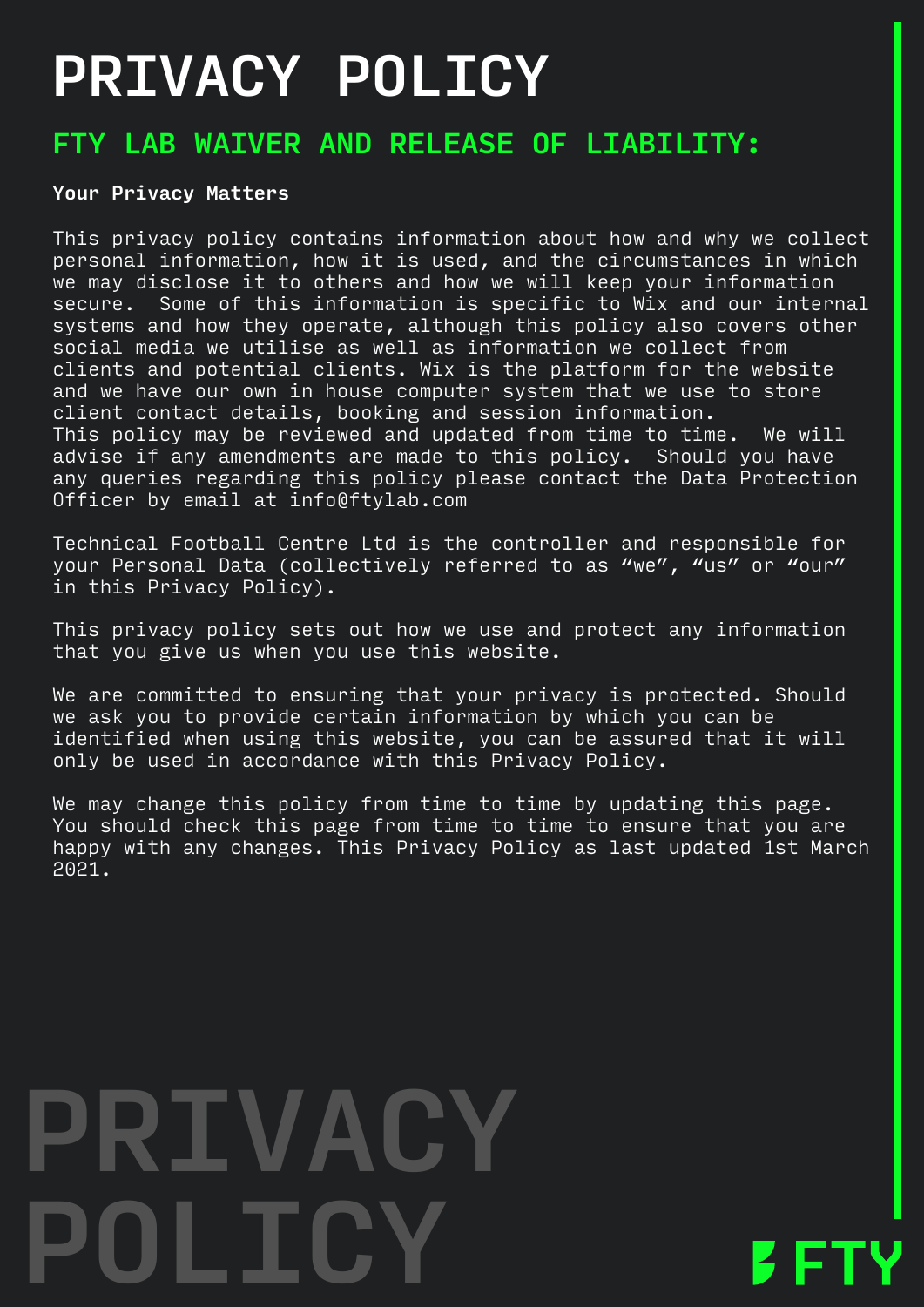# PRIVACY POLICY

## FTY LAB WAIVER AND RELEASE OF LIABILITY:

**Your Privacy Matters**

This privacy policy contains information about how and why we collect personal information, how it is used, and the circumstances in which we may disclose it to others and how we will keep your information secure. Some of this information is specific to Wix and our internal systems and how they operate, although this policy also covers other social media we utilise as well as information we collect from clients and potential clients. Wix is the platform for the website and we have our own in house computer system that we use to store client contact details, booking and session information.
This policy may be reviewed and updated from time to time. We will advise if any amendments are made to this policy. Should you have any queries regarding this policy please contact the Data Protection Officer by email at info@ftylab.com

Technical Football Centre Ltd is the controller and responsible for your Personal Data (collectively referred to as "we", "us" or "our" in this Privacy Policy).

This privacy policy sets out how we use and protect any information that you give us when you use this website.

We are committed to ensuring that your privacy is protected. Should we ask you to provide certain information by which you can be identified when using this website, you can be assured that it will only be used in accordance with this Privacy Policy.

We may change this policy from time to time by updating this page. You should check this page from time to time to ensure that you are happy with any changes. This Privacy Policy as last updated 1st March 2021.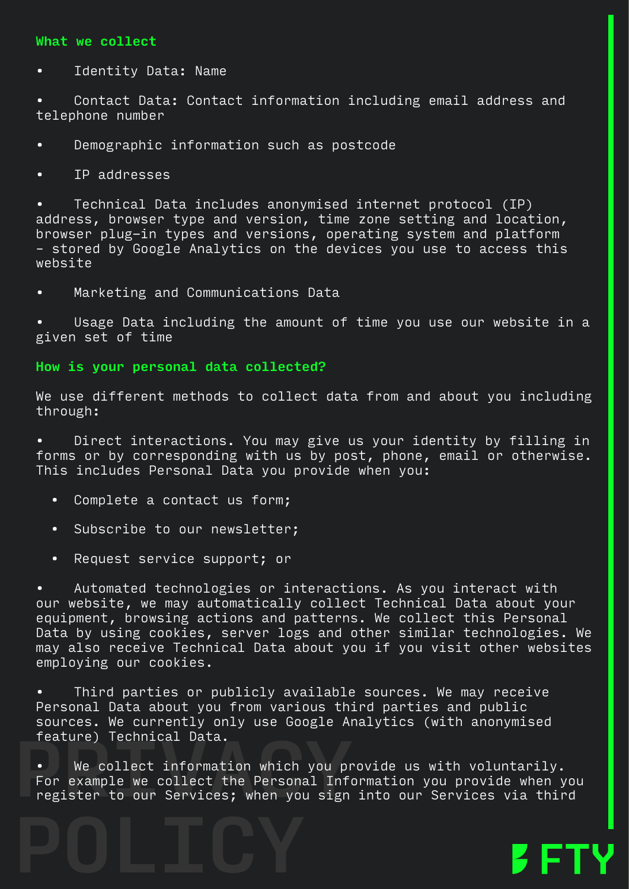### What we collect

- Identity Data: Name
- Contact Data: Contact information including email address and telephone number
- Demographic information such as postcode
- IP addresses
- Technical Data includes anonymised internet protocol (IP) address, browser type and version, time zone setting and location, browser plug-in types and versions, operating system and platform - stored by Google Analytics on the devices you use to access this website
- Marketing and Communications Data
- Usage Data including the amount of time you use our website in a given set of time

### How is your personal data collected?

We use different methods to collect data from and about you including through:

- Direct interactions. You may give us your identity by filling in forms or by corresponding with us by post, phone, email or otherwise. This includes Personal Data you provide when you:
  - Complete a contact us form;
  - Subscribe to our newsletter;
  - Request service support; or
- Automated technologies or interactions. As you interact with our website, we may automatically collect Technical Data about your equipment, browsing actions and patterns. We collect this Personal Data by using cookies, server logs and other similar technologies. We may also receive Technical Data about you if you visit other websites employing our cookies.
- Third parties or publicly available sources. We may receive Personal Data about you from various third parties and public sources. We currently only use Google Analytics (with anonymised feature) Technical Data.
- We collect information which you provide us with voluntarily. For example we collect the Personal Information you provide when you register to our Services; when you sign into our Services via third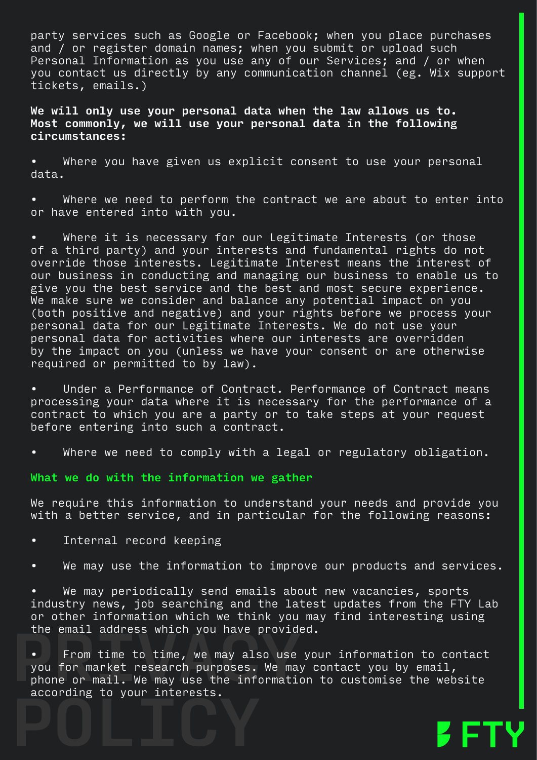party services such as Google or Facebook; when you place purchases and / or register domain names; when you submit or upload such Personal Information as you use any of our Services; and / or when you contact us directly by any communication channel (eg. Wix support tickets, emails.)

**We will only use your personal data when the law allows us to. Most commonly, we will use your personal data in the following circumstances:**

- Where you have given us explicit consent to use your personal data.

- Where we need to perform the contract we are about to enter into or have entered into with you.

- Where it is necessary for our Legitimate Interests (or those of a third party) and your interests and fundamental rights do not override those interests. Legitimate Interest means the interest of our business in conducting and managing our business to enable us to give you the best service and the best and most secure experience. We make sure we consider and balance any potential impact on you (both positive and negative) and your rights before we process your personal data for our Legitimate Interests. We do not use your personal data for activities where our interests are overridden by the impact on you (unless we have your consent or are otherwise required or permitted to by law).

- Under a Performance of Contract. Performance of Contract means processing your data where it is necessary for the performance of a contract to which you are a party or to take steps at your request before entering into such a contract.

- Where we need to comply with a legal or regulatory obligation.

## What we do with the information we gather

We require this information to understand your needs and provide you with a better service, and in particular for the following reasons:

- Internal record keeping

- We may use the information to improve our products and services.

- We may periodically send emails about new vacancies, sports industry news, job searching and the latest updates from the FTY Lab or other information which we think you may find interesting using the email address which you have provided.

- From time to time, we may also use your information to contact you for market research purposes. We may contact you by email, phone or mail. We may use the information to customise the website according to your interests.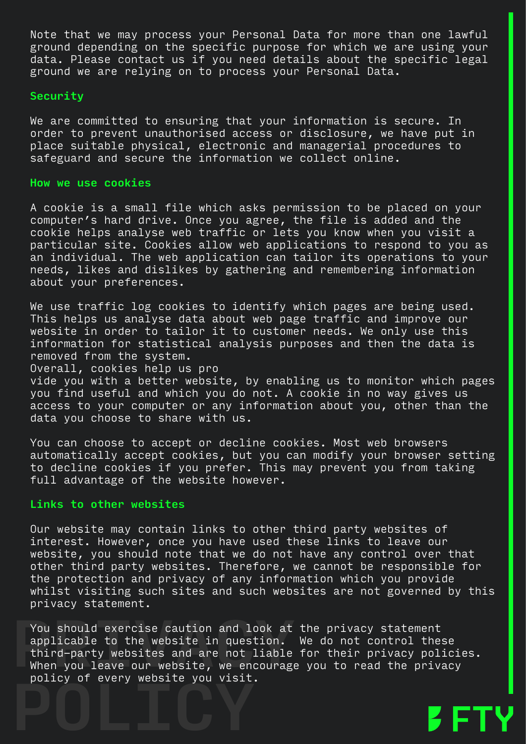Note that we may process your Personal Data for more than one lawful ground depending on the specific purpose for which we are using your data. Please contact us if you need details about the specific legal ground we are relying on to process your Personal Data.

## Security

We are committed to ensuring that your information is secure. In order to prevent unauthorised access or disclosure, we have put in place suitable physical, electronic and managerial procedures to safeguard and secure the information we collect online.

## How we use cookies

A cookie is a small file which asks permission to be placed on your computer's hard drive. Once you agree, the file is added and the cookie helps analyse web traffic or lets you know when you visit a particular site. Cookies allow web applications to respond to you as an individual. The web application can tailor its operations to your needs, likes and dislikes by gathering and remembering information about your preferences.

We use traffic log cookies to identify which pages are being used. This helps us analyse data about web page traffic and improve our website in order to tailor it to customer needs. We only use this information for statistical analysis purposes and then the data is removed from the system.
Overall, cookies help us pro
vide you with a better website, by enabling us to monitor which pages you find useful and which you do not. A cookie in no way gives us access to your computer or any information about you, other than the data you choose to share with us.

You can choose to accept or decline cookies. Most web browsers automatically accept cookies, but you can modify your browser setting to decline cookies if you prefer. This may prevent you from taking full advantage of the website however.

## Links to other websites

Our website may contain links to other third party websites of interest. However, once you have used these links to leave our website, you should note that we do not have any control over that other third party websites. Therefore, we cannot be responsible for the protection and privacy of any information which you provide whilst visiting such sites and such websites are not governed by this privacy statement.

You should exercise caution and look at the privacy statement applicable to the website in question. We do not control these third-party websites and are not liable for their privacy policies. When you leave our website, we encourage you to read the privacy policy of every website you visit.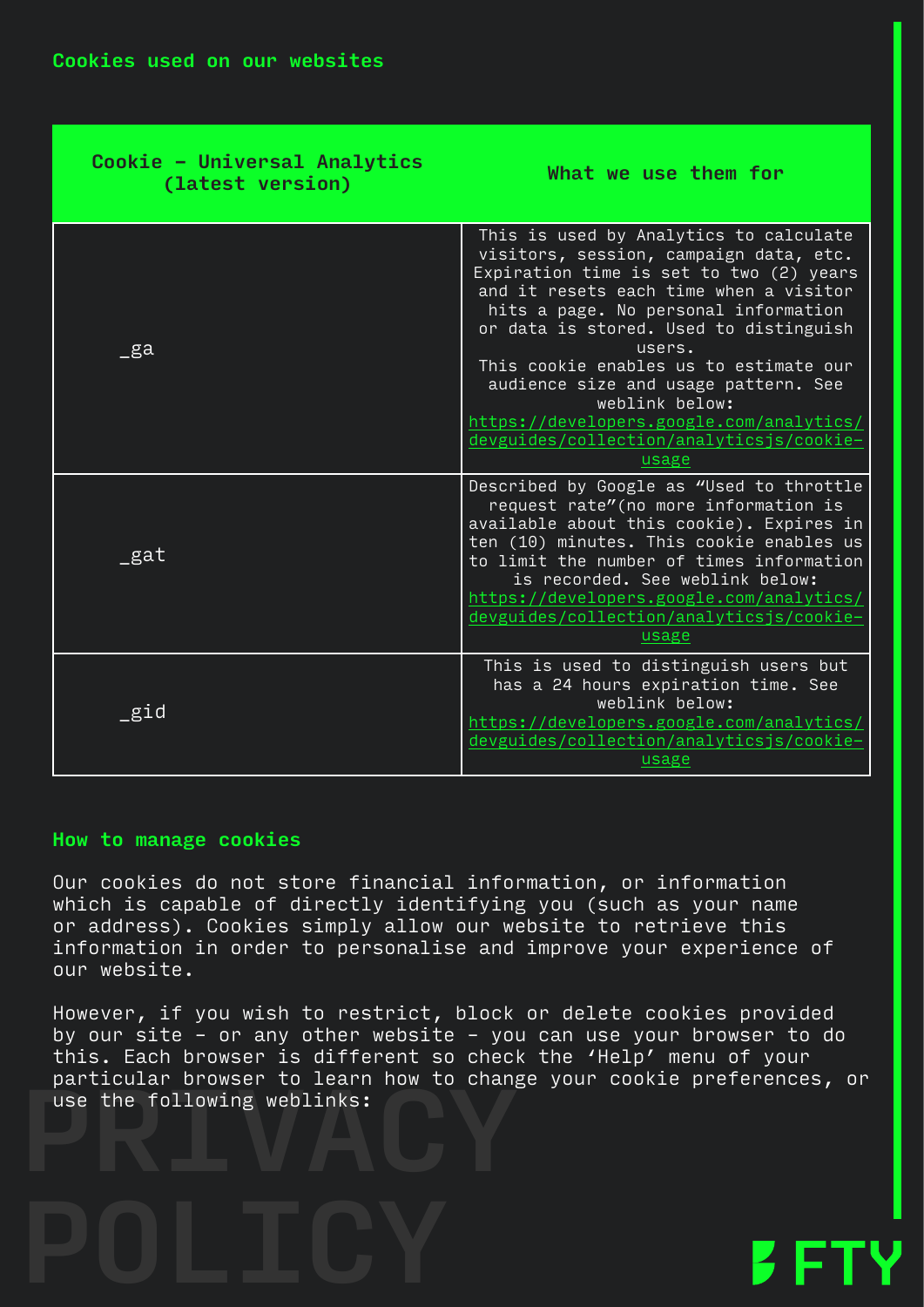## Cookies used on our websites

| Cookie – Universal Analytics (latest version) | What we use them for |
| --- | --- |
| _ga | This is used by Analytics to calculate visitors, session, campaign data, etc. Expiration time is set to two (2) years and it resets each time when a visitor hits a page. No personal information or data is stored. Used to distinguish users.<br>This cookie enables us to estimate our audience size and usage pattern. See weblink below: https://developers.google.com/analytics/devguides/collection/analyticsjs/cookie-usage |
| _gat | Described by Google as “Used to throttle request rate”(no more information is available about this cookie). Expires in ten (10) minutes. This cookie enables us to limit the number of times information is recorded. See weblink below: https://developers.google.com/analytics/devguides/collection/analyticsjs/cookie-usage |
| _gid | This is used to distinguish users but has a 24 hours expiration time. See weblink below: https://developers.google.com/analytics/devguides/collection/analyticsjs/cookie-usage |

## How to manage cookies

Our cookies do not store financial information, or information which is capable of directly identifying you (such as your name or address). Cookies simply allow our website to retrieve this information in order to personalise and improve your experience of our website.

However, if you wish to restrict, block or delete cookies provided by our site – or any other website – you can use your browser to do this. Each browser is different so check the ‘Help’ menu of your particular browser to learn how to change your cookie preferences, or use the following weblinks: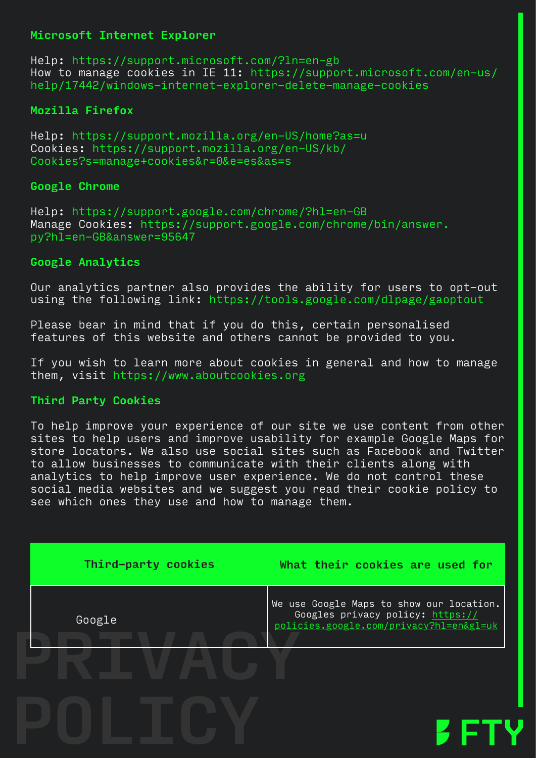### Microsoft Internet Explorer

Help: https://support.microsoft.com/?ln=en-gb
How to manage cookies in IE 11: https://support.microsoft.com/en-us/help/17442/windows-internet-explorer-delete-manage-cookies

### Mozilla Firefox

Help: https://support.mozilla.org/en-US/home?as=u
Cookies: https://support.mozilla.org/en-US/kb/Cookies?s=manage+cookies&r=0&e=es&as=s

### Google Chrome

Help: https://support.google.com/chrome/?hl=en-GB
Manage Cookies: https://support.google.com/chrome/bin/answer.py?hl=en-GB&answer=95647

### Google Analytics

Our analytics partner also provides the ability for users to opt-out using the following link: https://tools.google.com/dlpage/gaoptout

Please bear in mind that if you do this, certain personalised features of this website and others cannot be provided to you.

If you wish to learn more about cookies in general and how to manage them, visit https://www.aboutcookies.org

### Third Party Cookies

To help improve your experience of our site we use content from other sites to help users and improve usability for example Google Maps for store locators. We also use social sites such as Facebook and Twitter to allow businesses to communicate with their clients along with analytics to help improve user experience. We do not control these social media websites and we suggest you read their cookie policy to see which ones they use and how to manage them.

| Third-party cookies | What their cookies are used for |
|---|---|
| Google | We use Google Maps to show our location. Googles privacy policy: https://policies.google.com/privacy?hl=en&gl=uk |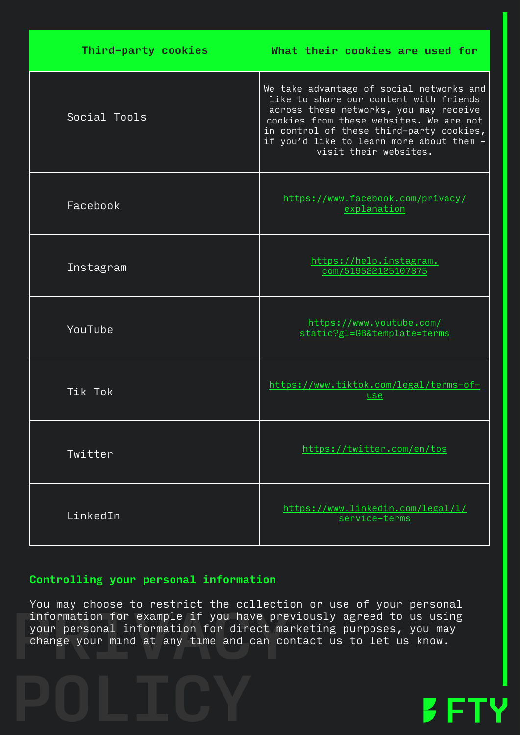| Third-party cookies | What their cookies are used for |
| --- | --- |
| Social Tools | We take advantage of social networks and like to share our content with friends across these networks, you may receive cookies from these websites. We are not in control of these third-party cookies, if you'd like to learn more about them - visit their websites. |
| Facebook | https://www.facebook.com/privacy/explanation |
| Instagram | https://help.instagram.com/519522125107875 |
| YouTube | https://www.youtube.com/static?gl=GB&template=terms |
| Tik Tok | https://www.tiktok.com/legal/terms-of-use |
| Twitter | https://twitter.com/en/tos |
| LinkedIn | https://www.linkedin.com/legal/l/service-terms |

## Controlling your personal information

You may choose to restrict the collection or use of your personal information for example if you have previously agreed to us using your personal information for direct marketing purposes, you may change your mind at any time and can contact us to let us know.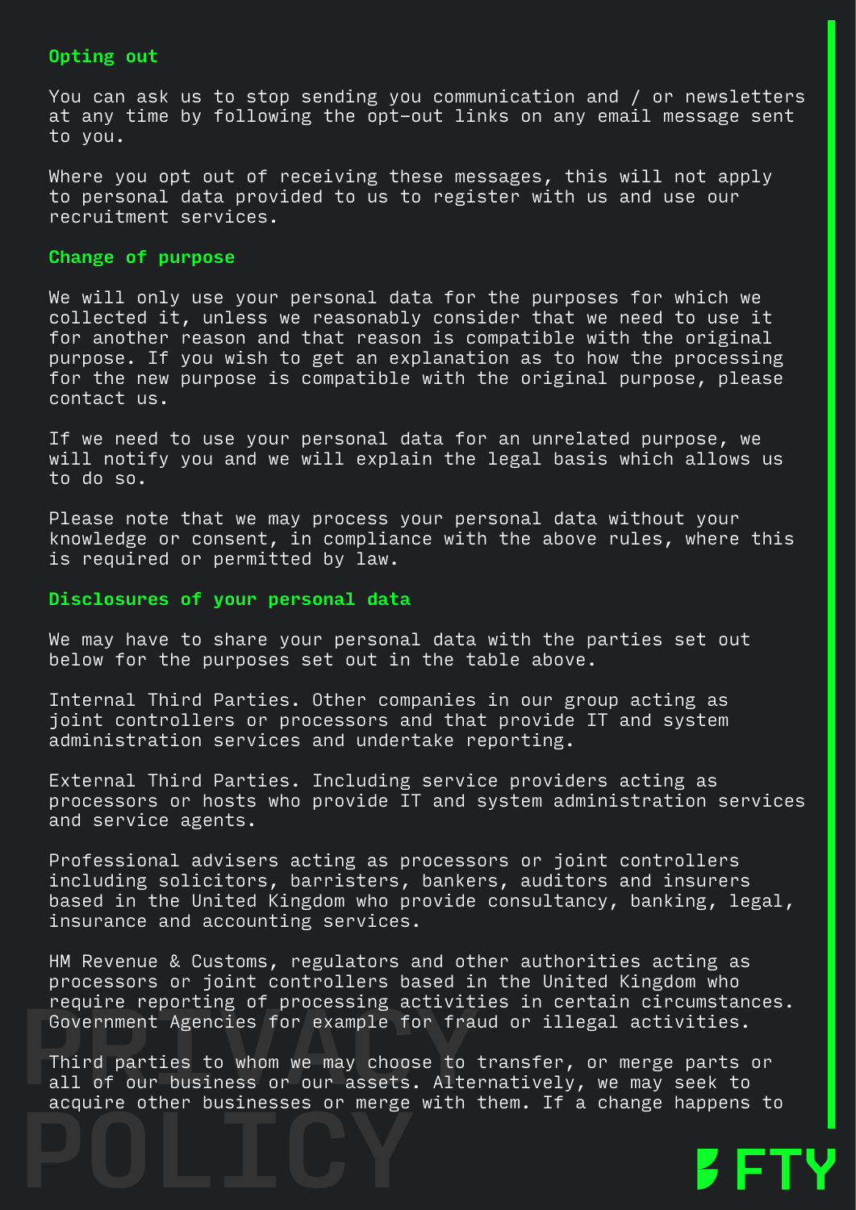### Opting out

You can ask us to stop sending you communication and / or newsletters at any time by following the opt-out links on any email message sent to you.

Where you opt out of receiving these messages, this will not apply to personal data provided to us to register with us and use our recruitment services.

### Change of purpose

We will only use your personal data for the purposes for which we collected it, unless we reasonably consider that we need to use it for another reason and that reason is compatible with the original purpose. If you wish to get an explanation as to how the processing for the new purpose is compatible with the original purpose, please contact us.

If we need to use your personal data for an unrelated purpose, we will notify you and we will explain the legal basis which allows us to do so.

Please note that we may process your personal data without your knowledge or consent, in compliance with the above rules, where this is required or permitted by law.

### Disclosures of your personal data

We may have to share your personal data with the parties set out below for the purposes set out in the table above.

Internal Third Parties. Other companies in our group acting as joint controllers or processors and that provide IT and system administration services and undertake reporting.

External Third Parties. Including service providers acting as processors or hosts who provide IT and system administration services and service agents.

Professional advisers acting as processors or joint controllers including solicitors, barristers, bankers, auditors and insurers based in the United Kingdom who provide consultancy, banking, legal, insurance and accounting services.

HM Revenue & Customs, regulators and other authorities acting as processors or joint controllers based in the United Kingdom who require reporting of processing activities in certain circumstances. Government Agencies for example for fraud or illegal activities.

Third parties to whom we may choose to transfer, or merge parts or all of our business or our assets. Alternatively, we may seek to acquire other businesses or merge with them. If a change happens to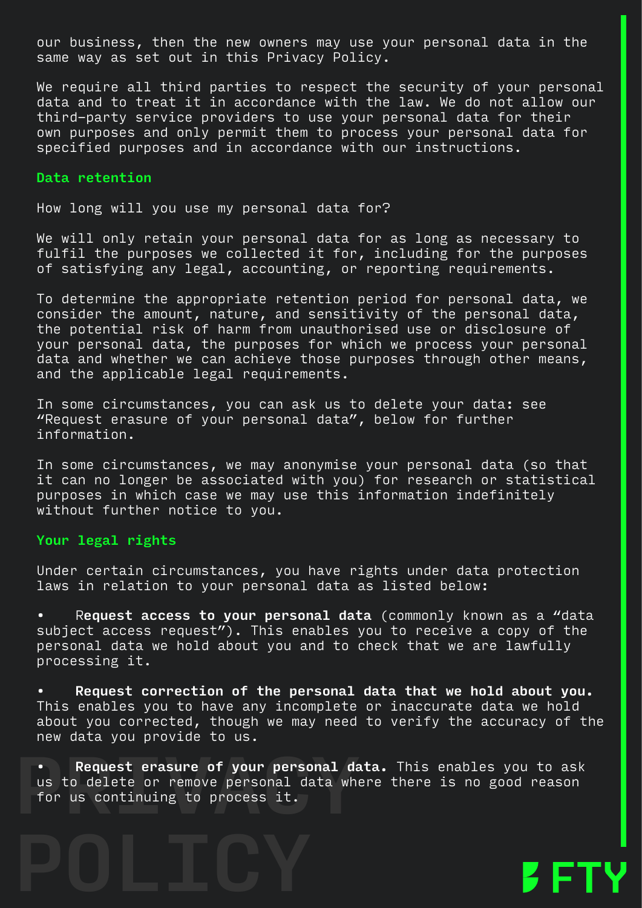our business, then the new owners may use your personal data in the same way as set out in this Privacy Policy.

We require all third parties to respect the security of your personal data and to treat it in accordance with the law. We do not allow our third-party service providers to use your personal data for their own purposes and only permit them to process your personal data for specified purposes and in accordance with our instructions.

## Data retention

How long will you use my personal data for?

We will only retain your personal data for as long as necessary to fulfil the purposes we collected it for, including for the purposes of satisfying any legal, accounting, or reporting requirements.

To determine the appropriate retention period for personal data, we consider the amount, nature, and sensitivity of the personal data, the potential risk of harm from unauthorised use or disclosure of your personal data, the purposes for which we process your personal data and whether we can achieve those purposes through other means, and the applicable legal requirements.

In some circumstances, you can ask us to delete your data: see "Request erasure of your personal data", below for further information.

In some circumstances, we may anonymise your personal data (so that it can no longer be associated with you) for research or statistical purposes in which case we may use this information indefinitely without further notice to you.

## Your legal rights

Under certain circumstances, you have rights under data protection laws in relation to your personal data as listed below:

- R**equest access to your personal data** (commonly known as a "data subject access request"). This enables you to receive a copy of the personal data we hold about you and to check that we are lawfully processing it.

- **Request correction of the personal data that we hold about you.** This enables you to have any incomplete or inaccurate data we hold about you corrected, though we may need to verify the accuracy of the new data you provide to us.

- **Request erasure of your personal data.** This enables you to ask us to delete or remove personal data where there is no good reason for us continuing to process it.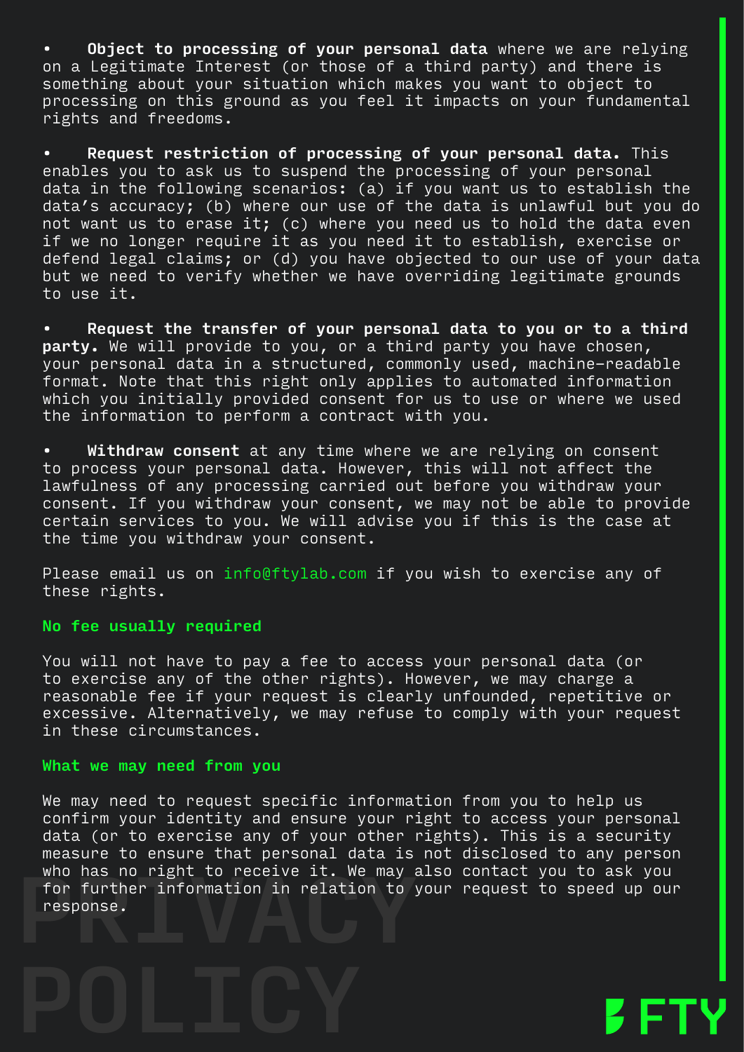- **Object to processing of your personal data** where we are relying on a Legitimate Interest (or those of a third party) and there is something about your situation which makes you want to object to processing on this ground as you feel it impacts on your fundamental rights and freedoms.

- **Request restriction of processing of your personal data.** This enables you to ask us to suspend the processing of your personal data in the following scenarios: (a) if you want us to establish the data's accuracy; (b) where our use of the data is unlawful but you do not want us to erase it; (c) where you need us to hold the data even if we no longer require it as you need it to establish, exercise or defend legal claims; or (d) you have objected to our use of your data but we need to verify whether we have overriding legitimate grounds to use it.

- **Request the transfer of your personal data to you or to a third party.** We will provide to you, or a third party you have chosen, your personal data in a structured, commonly used, machine-readable format. Note that this right only applies to automated information which you initially provided consent for us to use or where we used the information to perform a contract with you.

- **Withdraw consent** at any time where we are relying on consent to process your personal data. However, this will not affect the lawfulness of any processing carried out before you withdraw your consent. If you withdraw your consent, we may not be able to provide certain services to you. We will advise you if this is the case at the time you withdraw your consent.

Please email us on info@ftylab.com if you wish to exercise any of these rights.

### No fee usually required

You will not have to pay a fee to access your personal data (or to exercise any of the other rights). However, we may charge a reasonable fee if your request is clearly unfounded, repetitive or excessive. Alternatively, we may refuse to comply with your request in these circumstances.

### What we may need from you

We may need to request specific information from you to help us confirm your identity and ensure your right to access your personal data (or to exercise any of your other rights). This is a security measure to ensure that personal data is not disclosed to any person who has no right to receive it. We may also contact you to ask you for further information in relation to your request to speed up our response.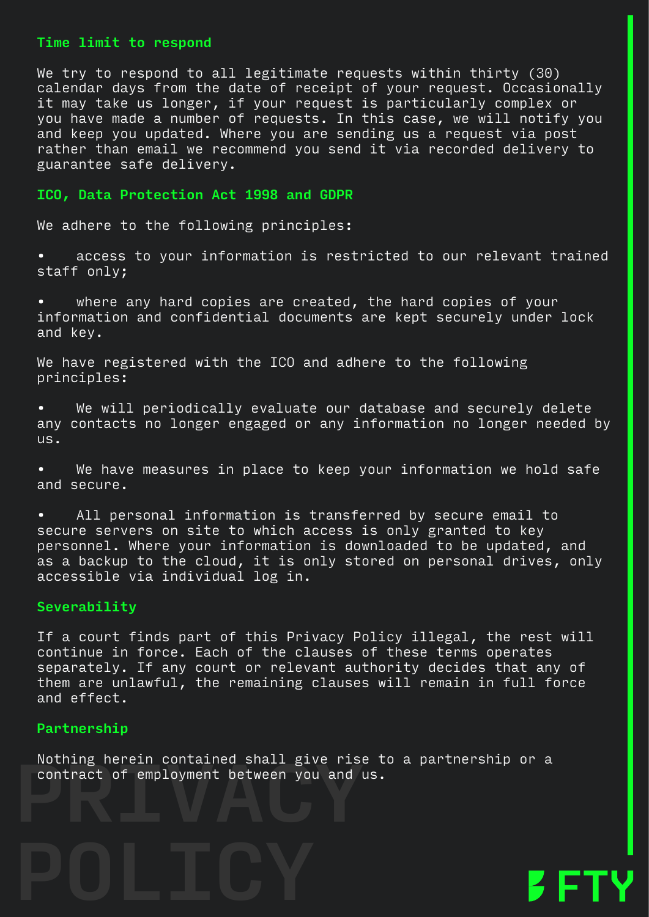## Time limit to respond

We try to respond to all legitimate requests within thirty (30) calendar days from the date of receipt of your request. Occasionally it may take us longer, if your request is particularly complex or you have made a number of requests. In this case, we will notify you and keep you updated. Where you are sending us a request via post rather than email we recommend you send it via recorded delivery to guarantee safe delivery.

## ICO, Data Protection Act 1998 and GDPR

We adhere to the following principles:

- access to your information is restricted to our relevant trained staff only;
- where any hard copies are created, the hard copies of your information and confidential documents are kept securely under lock and key.

We have registered with the ICO and adhere to the following principles:

- We will periodically evaluate our database and securely delete any contacts no longer engaged or any information no longer needed by us.
- We have measures in place to keep your information we hold safe and secure.
- All personal information is transferred by secure email to secure servers on site to which access is only granted to key personnel. Where your information is downloaded to be updated, and as a backup to the cloud, it is only stored on personal drives, only accessible via individual log in.

## Severability

If a court finds part of this Privacy Policy illegal, the rest will continue in force. Each of the clauses of these terms operates separately. If any court or relevant authority decides that any of them are unlawful, the remaining clauses will remain in full force and effect.

## Partnership

Nothing herein contained shall give rise to a partnership or a contract of employment between you and us.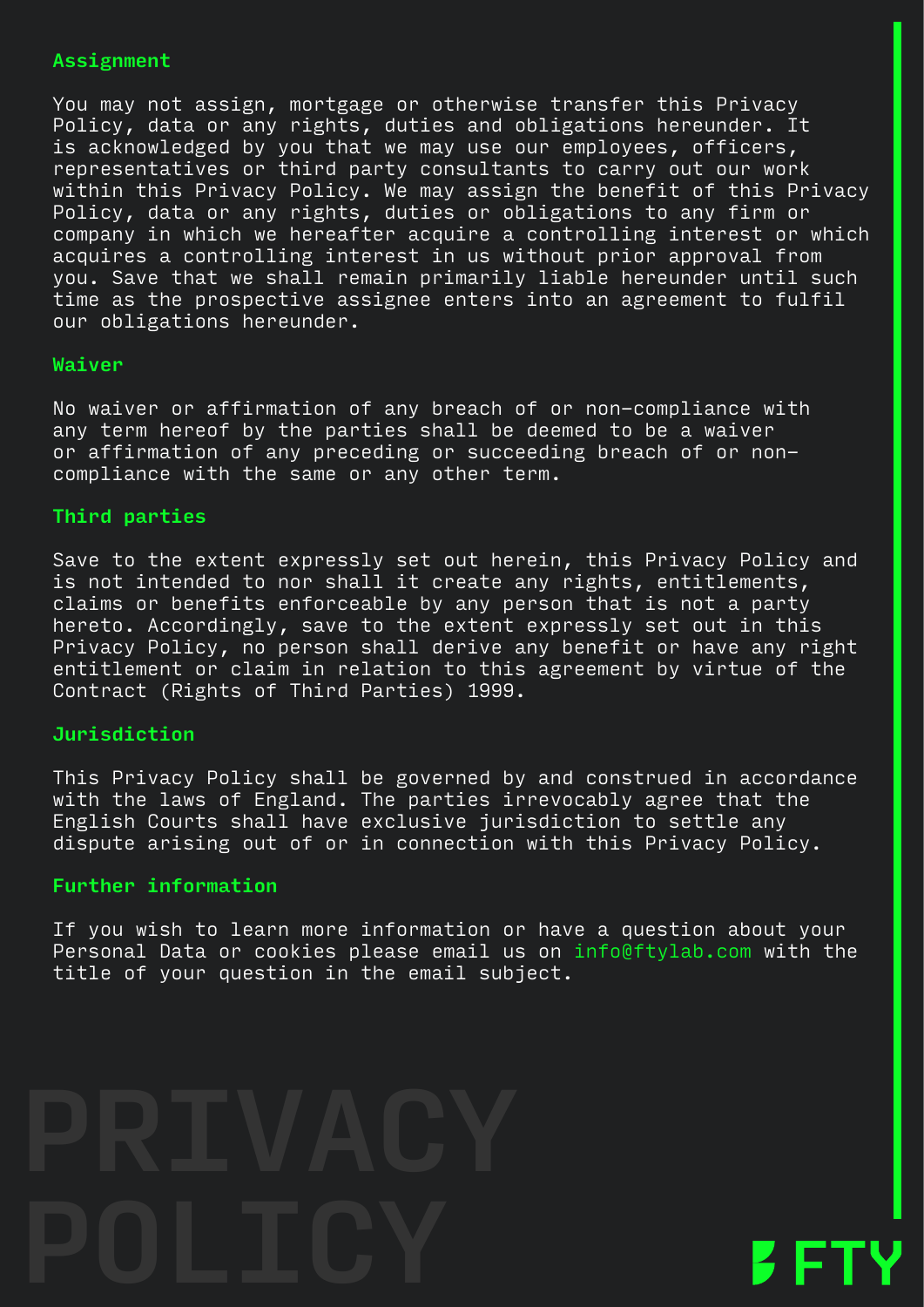### Assignment

You may not assign, mortgage or otherwise transfer this Privacy Policy, data or any rights, duties and obligations hereunder. It is acknowledged by you that we may use our employees, officers, representatives or third party consultants to carry out our work within this Privacy Policy. We may assign the benefit of this Privacy Policy, data or any rights, duties or obligations to any firm or company in which we hereafter acquire a controlling interest or which acquires a controlling interest in us without prior approval from you. Save that we shall remain primarily liable hereunder until such time as the prospective assignee enters into an agreement to fulfil our obligations hereunder.

### Waiver

No waiver or affirmation of any breach of or non-compliance with any term hereof by the parties shall be deemed to be a waiver or affirmation of any preceding or succeeding breach of or non-compliance with the same or any other term.

### Third parties

Save to the extent expressly set out herein, this Privacy Policy and is not intended to nor shall it create any rights, entitlements, claims or benefits enforceable by any person that is not a party hereto. Accordingly, save to the extent expressly set out in this Privacy Policy, no person shall derive any benefit or have any right entitlement or claim in relation to this agreement by virtue of the Contract (Rights of Third Parties) 1999.

### Jurisdiction

This Privacy Policy shall be governed by and construed in accordance with the laws of England. The parties irrevocably agree that the English Courts shall have exclusive jurisdiction to settle any dispute arising out of or in connection with this Privacy Policy.

### Further information

If you wish to learn more information or have a question about your Personal Data or cookies please email us on info@ftylab.com with the title of your question in the email subject.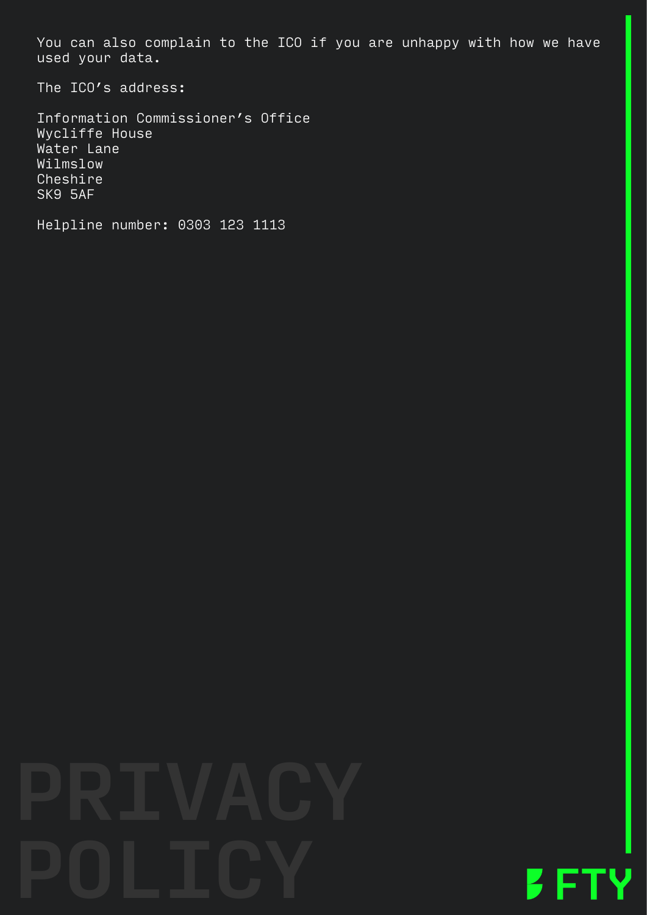You can also complain to the ICO if you are unhappy with how we have used your data.

The ICO's address:

Information Commissioner's Office
Wycliffe House
Water Lane
Wilmslow
Cheshire
SK9 5AF

Helpline number: 0303 123 1113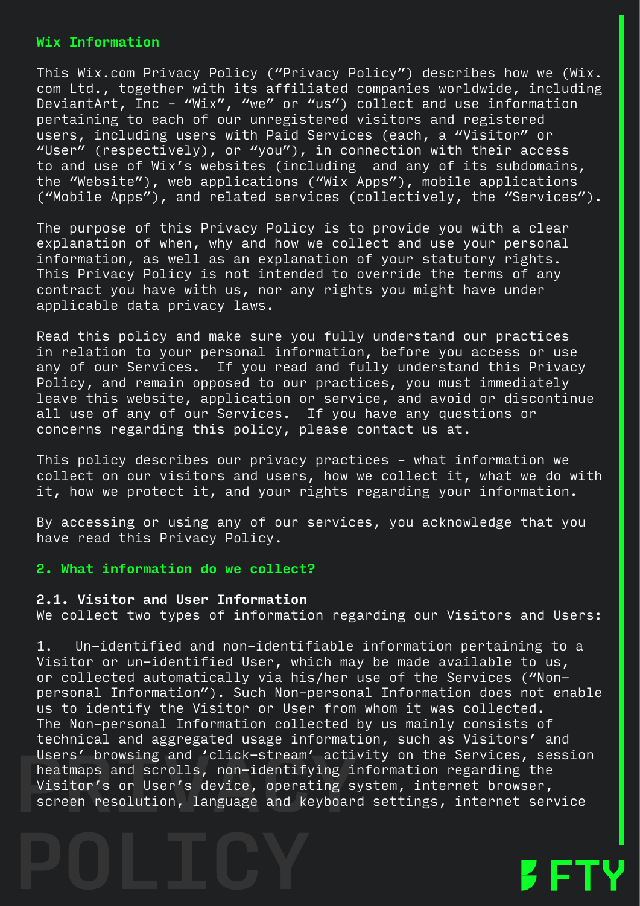## Wix Information

This Wix.com Privacy Policy ("Privacy Policy") describes how we (Wix.com Ltd., together with its affiliated companies worldwide, including DeviantArt, Inc – "Wix", "we" or "us") collect and use information pertaining to each of our unregistered visitors and registered users, including users with Paid Services (each, a "Visitor" or "User" (respectively), or "you"), in connection with their access to and use of Wix's websites (including  and any of its subdomains, the "Website"), web applications ("Wix Apps"), mobile applications ("Mobile Apps"), and related services (collectively, the "Services").

The purpose of this Privacy Policy is to provide you with a clear explanation of when, why and how we collect and use your personal information, as well as an explanation of your statutory rights. This Privacy Policy is not intended to override the terms of any contract you have with us, nor any rights you might have under applicable data privacy laws.

Read this policy and make sure you fully understand our practices in relation to your personal information, before you access or use any of our Services.  If you read and fully understand this Privacy Policy, and remain opposed to our practices, you must immediately leave this website, application or service, and avoid or discontinue all use of any of our Services.  If you have any questions or concerns regarding this policy, please contact us at.

This policy describes our privacy practices – what information we collect on our visitors and users, how we collect it, what we do with it, how we protect it, and your rights regarding your information.

By accessing or using any of our services, you acknowledge that you have read this Privacy Policy.

## 2. What information do we collect?

**2.1. Visitor and User Information**

We collect two types of information regarding our Visitors and Users:

1.  Un-identified and non-identifiable information pertaining to a Visitor or un-identified User, which may be made available to us, or collected automatically via his/her use of the Services ("Non-personal Information"). Such Non-personal Information does not enable us to identify the Visitor or User from whom it was collected. The Non-personal Information collected by us mainly consists of technical and aggregated usage information, such as Visitors' and Users' browsing and 'click-stream' activity on the Services, session heatmaps and scrolls, non-identifying information regarding the Visitor's or User's device, operating system, internet browser, screen resolution, language and keyboard settings, internet service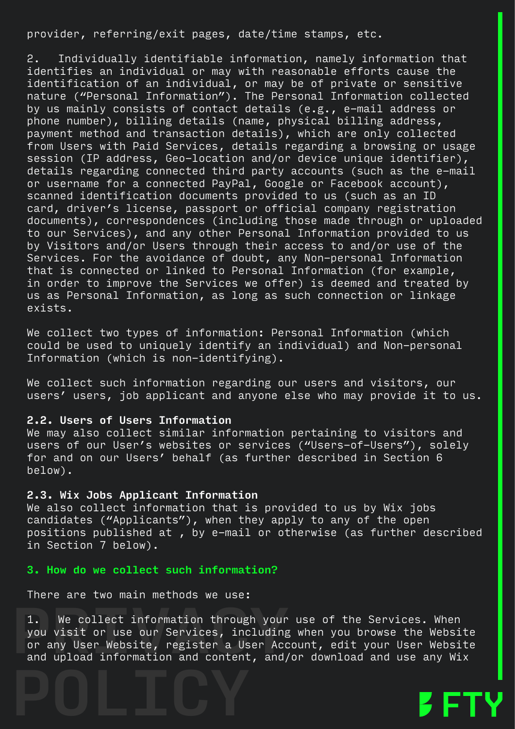provider, referring/exit pages, date/time stamps, etc.

2. Individually identifiable information, namely information that identifies an individual or may with reasonable efforts cause the identification of an individual, or may be of private or sensitive nature (“Personal Information”). The Personal Information collected by us mainly consists of contact details (e.g., e-mail address or phone number), billing details (name, physical billing address, payment method and transaction details), which are only collected from Users with Paid Services, details regarding a browsing or usage session (IP address, Geo-location and/or device unique identifier), details regarding connected third party accounts (such as the e-mail or username for a connected PayPal, Google or Facebook account), scanned identification documents provided to us (such as an ID card, driver’s license, passport or official company registration documents), correspondences (including those made through or uploaded to our Services), and any other Personal Information provided to us by Visitors and/or Users through their access to and/or use of the Services. For the avoidance of doubt, any Non-personal Information that is connected or linked to Personal Information (for example, in order to improve the Services we offer) is deemed and treated by us as Personal Information, as long as such connection or linkage exists.

We collect two types of information: Personal Information (which could be used to uniquely identify an individual) and Non-personal Information (which is non-identifying).

We collect such information regarding our users and visitors, our users’ users, job applicant and anyone else who may provide it to us.

**2.2. Users of Users Information**
We may also collect similar information pertaining to visitors and users of our User’s websites or services (“Users-of-Users”), solely for and on our Users’ behalf (as further described in Section 6 below).

**2.3. Wix Jobs Applicant Information**
We also collect information that is provided to us by Wix jobs candidates (“Applicants”), when they apply to any of the open positions published at , by e-mail or otherwise (as further described in Section 7 below).

### 3. How do we collect such information?

There are two main methods we use:

1. We collect information through your use of the Services. When you visit or use our Services, including when you browse the Website or any User Website, register a User Account, edit your User Website and upload information and content, and/or download and use any Wix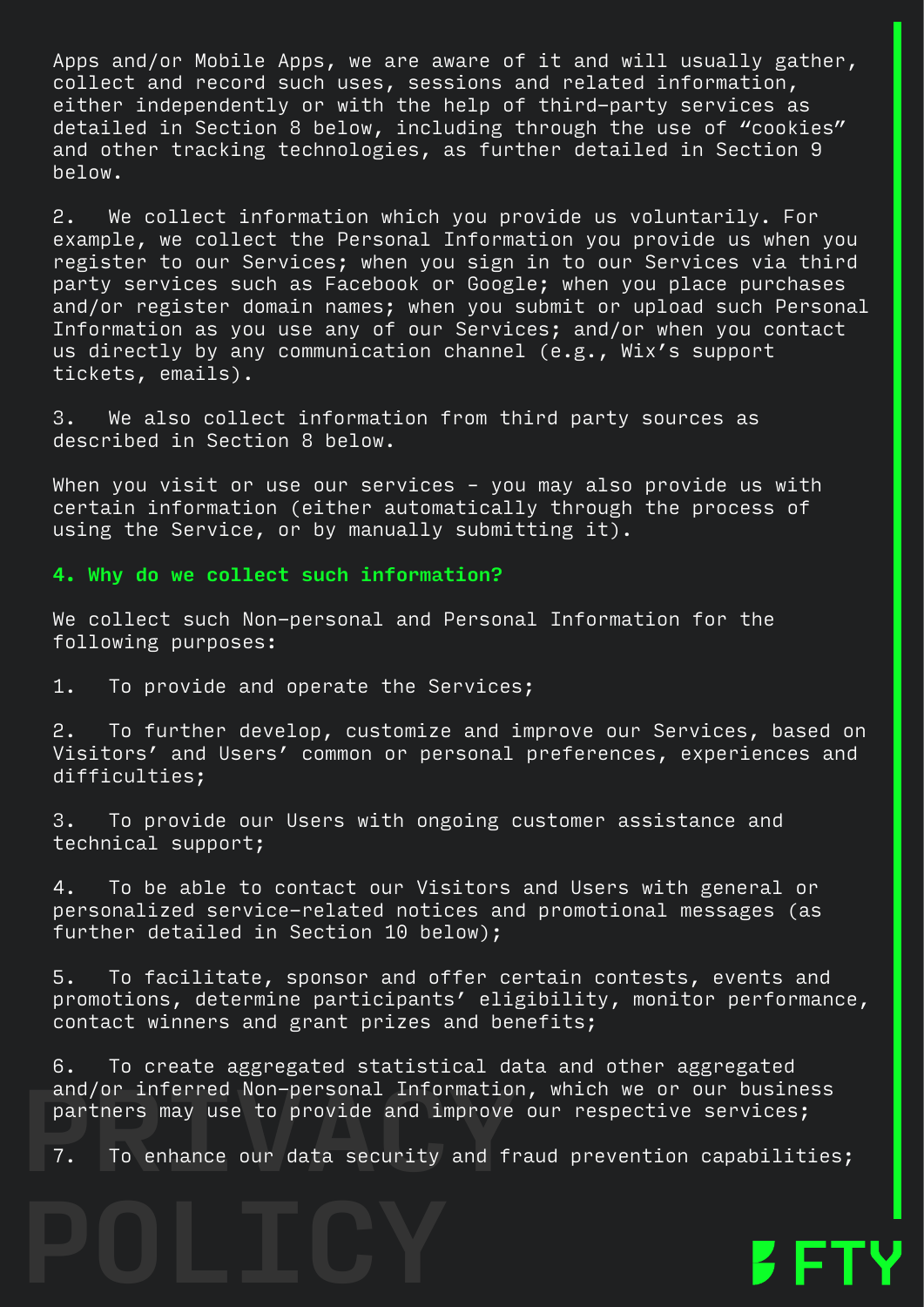Apps and/or Mobile Apps, we are aware of it and will usually gather, collect and record such uses, sessions and related information, either independently or with the help of third-party services as detailed in Section 8 below, including through the use of "cookies" and other tracking technologies, as further detailed in Section 9 below.

2. We collect information which you provide us voluntarily. For example, we collect the Personal Information you provide us when you register to our Services; when you sign in to our Services via third party services such as Facebook or Google; when you place purchases and/or register domain names; when you submit or upload such Personal Information as you use any of our Services; and/or when you contact us directly by any communication channel (e.g., Wix's support tickets, emails).

3. We also collect information from third party sources as described in Section 8 below.

When you visit or use our services - you may also provide us with certain information (either automatically through the process of using the Service, or by manually submitting it).

## 4. Why do we collect such information?

We collect such Non-personal and Personal Information for the following purposes:

1. To provide and operate the Services;

2. To further develop, customize and improve our Services, based on Visitors' and Users' common or personal preferences, experiences and difficulties;

3. To provide our Users with ongoing customer assistance and technical support;

4. To be able to contact our Visitors and Users with general or personalized service-related notices and promotional messages (as further detailed in Section 10 below);

5. To facilitate, sponsor and offer certain contests, events and promotions, determine participants' eligibility, monitor performance, contact winners and grant prizes and benefits;

6. To create aggregated statistical data and other aggregated and/or inferred Non-personal Information, which we or our business partners may use to provide and improve our respective services;

7. To enhance our data security and fraud prevention capabilities;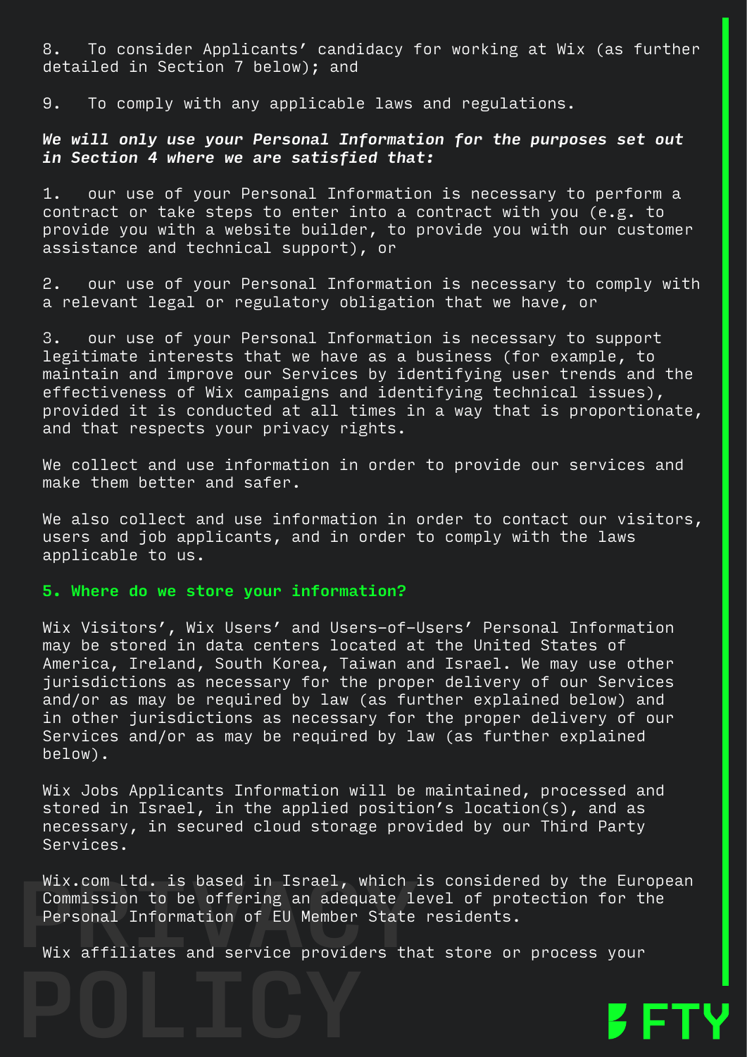8. To consider Applicants' candidacy for working at Wix (as further detailed in Section 7 below); and

9. To comply with any applicable laws and regulations.

***We will only use your Personal Information for the purposes set out in Section 4 where we are satisfied that:***

1. our use of your Personal Information is necessary to perform a contract or take steps to enter into a contract with you (e.g. to provide you with a website builder, to provide you with our customer assistance and technical support), or

2. our use of your Personal Information is necessary to comply with a relevant legal or regulatory obligation that we have, or

3. our use of your Personal Information is necessary to support legitimate interests that we have as a business (for example, to maintain and improve our Services by identifying user trends and the effectiveness of Wix campaigns and identifying technical issues), provided it is conducted at all times in a way that is proportionate, and that respects your privacy rights.

We collect and use information in order to provide our services and make them better and safer.

We also collect and use information in order to contact our visitors, users and job applicants, and in order to comply with the laws applicable to us.

## 5. Where do we store your information?

Wix Visitors', Wix Users' and Users-of-Users' Personal Information may be stored in data centers located at the United States of America, Ireland, South Korea, Taiwan and Israel. We may use other jurisdictions as necessary for the proper delivery of our Services and/or as may be required by law (as further explained below) and in other jurisdictions as necessary for the proper delivery of our Services and/or as may be required by law (as further explained below).

Wix Jobs Applicants Information will be maintained, processed and stored in Israel, in the applied position's location(s), and as necessary, in secured cloud storage provided by our Third Party Services.

Wix.com Ltd. is based in Israel, which is considered by the European Commission to be offering an adequate level of protection for the Personal Information of EU Member State residents.

Wix affiliates and service providers that store or process your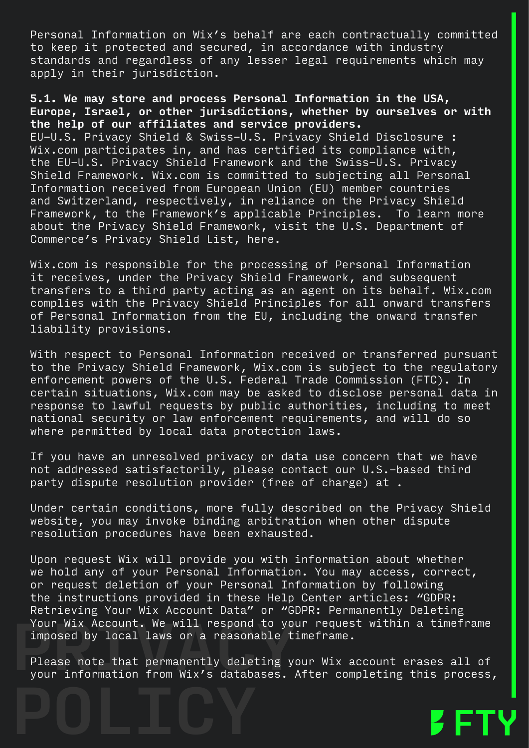Personal Information on Wix's behalf are each contractually committed to keep it protected and secured, in accordance with industry standards and regardless of any lesser legal requirements which may apply in their jurisdiction.

**5.1. We may store and process Personal Information in the USA, Europe, Israel, or other jurisdictions, whether by ourselves or with the help of our affiliates and service providers.**

EU-U.S. Privacy Shield & Swiss-U.S. Privacy Shield Disclosure : Wix.com participates in, and has certified its compliance with, the EU-U.S. Privacy Shield Framework and the Swiss-U.S. Privacy Shield Framework. Wix.com is committed to subjecting all Personal Information received from European Union (EU) member countries and Switzerland, respectively, in reliance on the Privacy Shield Framework, to the Framework's applicable Principles. To learn more about the Privacy Shield Framework, visit the U.S. Department of Commerce's Privacy Shield List, here.

Wix.com is responsible for the processing of Personal Information it receives, under the Privacy Shield Framework, and subsequent transfers to a third party acting as an agent on its behalf. Wix.com complies with the Privacy Shield Principles for all onward transfers of Personal Information from the EU, including the onward transfer liability provisions.

With respect to Personal Information received or transferred pursuant to the Privacy Shield Framework, Wix.com is subject to the regulatory enforcement powers of the U.S. Federal Trade Commission (FTC). In certain situations, Wix.com may be asked to disclose personal data in response to lawful requests by public authorities, including to meet national security or law enforcement requirements, and will do so where permitted by local data protection laws.

If you have an unresolved privacy or data use concern that we have not addressed satisfactorily, please contact our U.S.-based third party dispute resolution provider (free of charge) at .

Under certain conditions, more fully described on the Privacy Shield website, you may invoke binding arbitration when other dispute resolution procedures have been exhausted.

Upon request Wix will provide you with information about whether we hold any of your Personal Information. You may access, correct, or request deletion of your Personal Information by following the instructions provided in these Help Center articles: "GDPR: Retrieving Your Wix Account Data" or "GDPR: Permanently Deleting Your Wix Account. We will respond to your request within a timeframe imposed by local laws or a reasonable timeframe.

Please note that permanently deleting your Wix account erases all of your information from Wix's databases. After completing this process,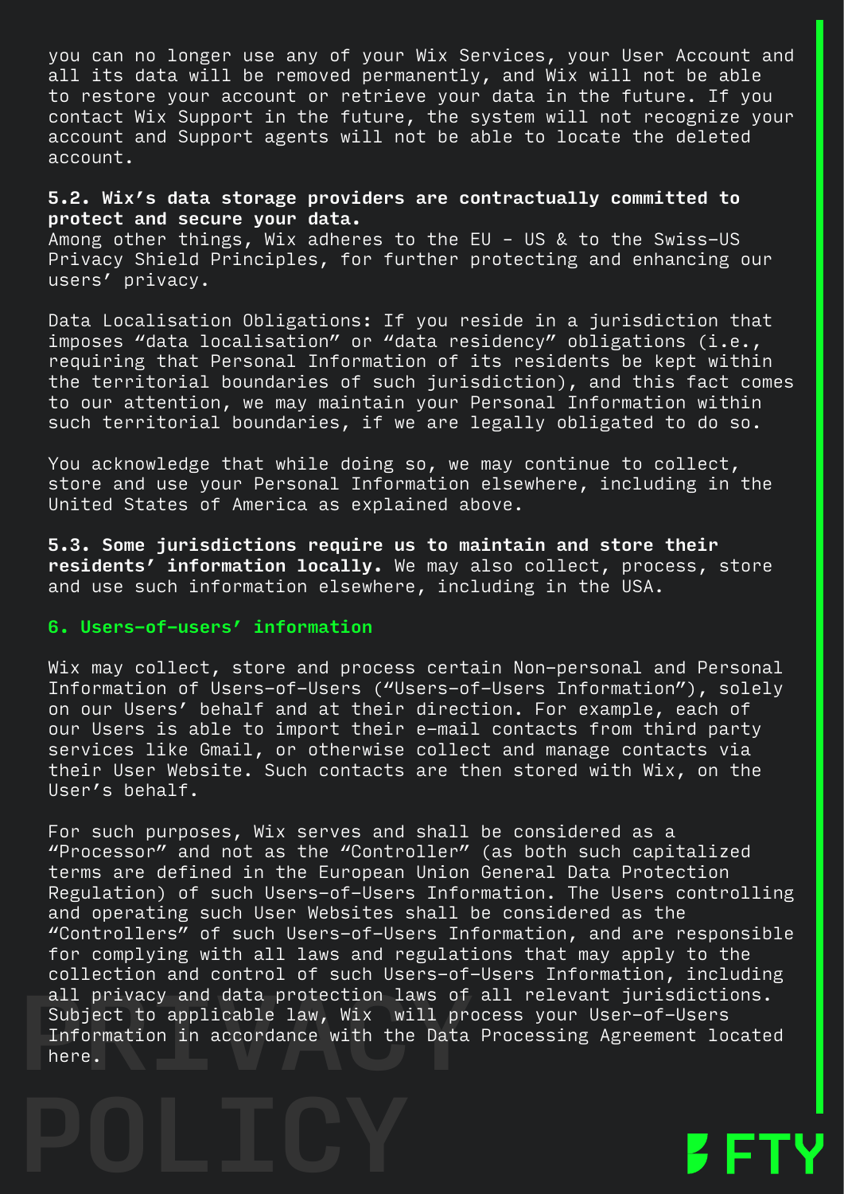you can no longer use any of your Wix Services, your User Account and all its data will be removed permanently, and Wix will not be able to restore your account or retrieve your data in the future. If you contact Wix Support in the future, the system will not recognize your account and Support agents will not be able to locate the deleted account.

**5.2. Wix's data storage providers are contractually committed to protect and secure your data.**
Among other things, Wix adheres to the EU - US & to the Swiss-US Privacy Shield Principles, for further protecting and enhancing our users' privacy.

Data Localisation Obligations: If you reside in a jurisdiction that imposes "data localisation" or "data residency" obligations (i.e., requiring that Personal Information of its residents be kept within the territorial boundaries of such jurisdiction), and this fact comes to our attention, we may maintain your Personal Information within such territorial boundaries, if we are legally obligated to do so.

You acknowledge that while doing so, we may continue to collect, store and use your Personal Information elsewhere, including in the United States of America as explained above.

**5.3. Some jurisdictions require us to maintain and store their residents' information locally.** We may also collect, process, store and use such information elsewhere, including in the USA.

## 6. Users-of-users' information

Wix may collect, store and process certain Non-personal and Personal Information of Users-of-Users ("Users-of-Users Information"), solely on our Users' behalf and at their direction. For example, each of our Users is able to import their e-mail contacts from third party services like Gmail, or otherwise collect and manage contacts via their User Website. Such contacts are then stored with Wix, on the User's behalf.

For such purposes, Wix serves and shall be considered as a "Processor" and not as the "Controller" (as both such capitalized terms are defined in the European Union General Data Protection Regulation) of such Users-of-Users Information. The Users controlling and operating such User Websites shall be considered as the "Controllers" of such Users-of-Users Information, and are responsible for complying with all laws and regulations that may apply to the collection and control of such Users-of-Users Information, including all privacy and data protection laws of all relevant jurisdictions. Subject to applicable law, Wix will process your User-of-Users Information in accordance with the Data Processing Agreement located here.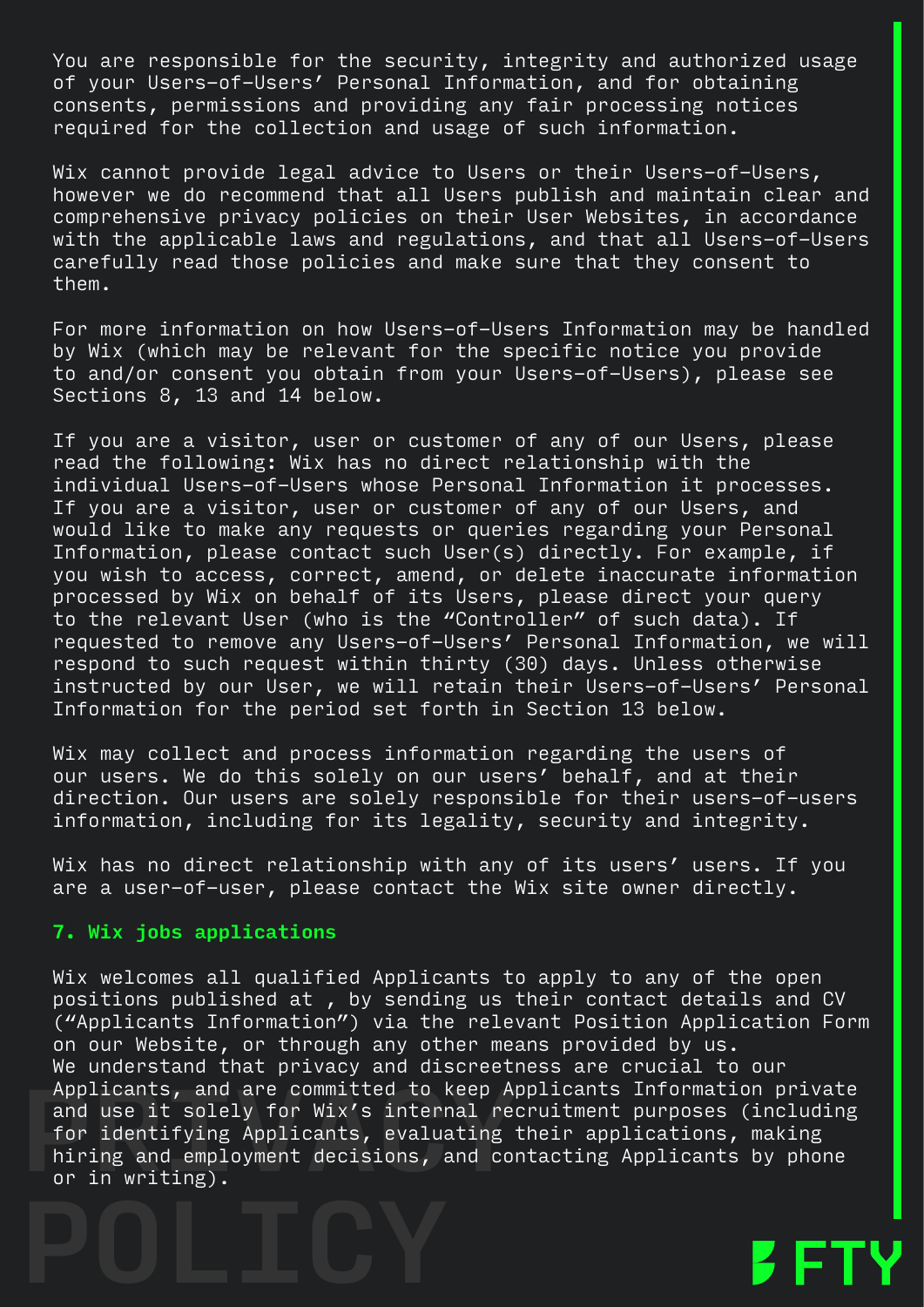You are responsible for the security, integrity and authorized usage of your Users-of-Users' Personal Information, and for obtaining consents, permissions and providing any fair processing notices required for the collection and usage of such information.

Wix cannot provide legal advice to Users or their Users-of-Users, however we do recommend that all Users publish and maintain clear and comprehensive privacy policies on their User Websites, in accordance with the applicable laws and regulations, and that all Users-of-Users carefully read those policies and make sure that they consent to them.

For more information on how Users-of-Users Information may be handled by Wix (which may be relevant for the specific notice you provide to and/or consent you obtain from your Users-of-Users), please see Sections 8, 13 and 14 below.

If you are a visitor, user or customer of any of our Users, please read the following: Wix has no direct relationship with the individual Users-of-Users whose Personal Information it processes. If you are a visitor, user or customer of any of our Users, and would like to make any requests or queries regarding your Personal Information, please contact such User(s) directly. For example, if you wish to access, correct, amend, or delete inaccurate information processed by Wix on behalf of its Users, please direct your query to the relevant User (who is the "Controller" of such data). If requested to remove any Users-of-Users' Personal Information, we will respond to such request within thirty (30) days. Unless otherwise instructed by our User, we will retain their Users-of-Users' Personal Information for the period set forth in Section 13 below.

Wix may collect and process information regarding the users of our users. We do this solely on our users' behalf, and at their direction. Our users are solely responsible for their users-of-users information, including for its legality, security and integrity.

Wix has no direct relationship with any of its users' users. If you are a user-of-user, please contact the Wix site owner directly.

## 7. Wix jobs applications

Wix welcomes all qualified Applicants to apply to any of the open positions published at , by sending us their contact details and CV ("Applicants Information") via the relevant Position Application Form on our Website, or through any other means provided by us.
We understand that privacy and discreetness are crucial to our Applicants, and are committed to keep Applicants Information private and use it solely for Wix's internal recruitment purposes (including for identifying Applicants, evaluating their applications, making hiring and employment decisions, and contacting Applicants by phone or in writing).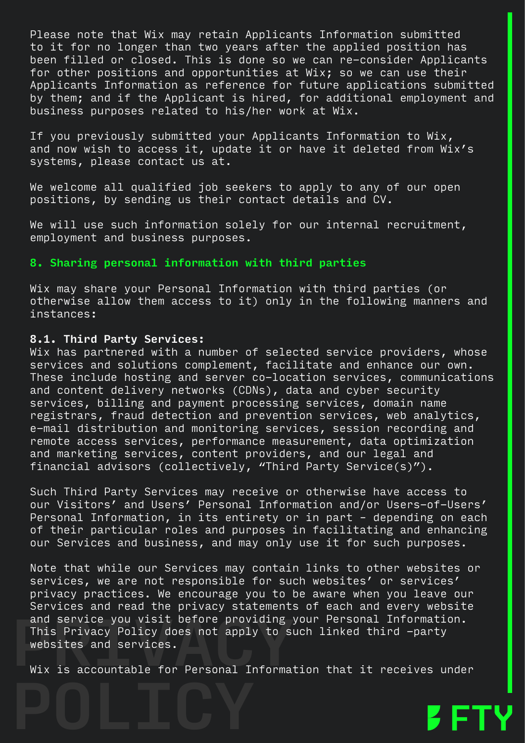Please note that Wix may retain Applicants Information submitted to it for no longer than two years after the applied position has been filled or closed. This is done so we can re-consider Applicants for other positions and opportunities at Wix; so we can use their Applicants Information as reference for future applications submitted by them; and if the Applicant is hired, for additional employment and business purposes related to his/her work at Wix.

If you previously submitted your Applicants Information to Wix, and now wish to access it, update it or have it deleted from Wix's systems, please contact us at.

We welcome all qualified job seekers to apply to any of our open positions, by sending us their contact details and CV.

We will use such information solely for our internal recruitment, employment and business purposes.

## 8. Sharing personal information with third parties

Wix may share your Personal Information with third parties (or otherwise allow them access to it) only in the following manners and instances:

**8.1. Third Party Services:**
Wix has partnered with a number of selected service providers, whose services and solutions complement, facilitate and enhance our own. These include hosting and server co-location services, communications and content delivery networks (CDNs), data and cyber security services, billing and payment processing services, domain name registrars, fraud detection and prevention services, web analytics, e-mail distribution and monitoring services, session recording and remote access services, performance measurement, data optimization and marketing services, content providers, and our legal and financial advisors (collectively, "Third Party Service(s)").

Such Third Party Services may receive or otherwise have access to our Visitors' and Users' Personal Information and/or Users-of-Users' Personal Information, in its entirety or in part - depending on each of their particular roles and purposes in facilitating and enhancing our Services and business, and may only use it for such purposes.

Note that while our Services may contain links to other websites or services, we are not responsible for such websites' or services' privacy practices. We encourage you to be aware when you leave our Services and read the privacy statements of each and every website and service you visit before providing your Personal Information. This Privacy Policy does not apply to such linked third -party websites and services.

Wix is accountable for Personal Information that it receives under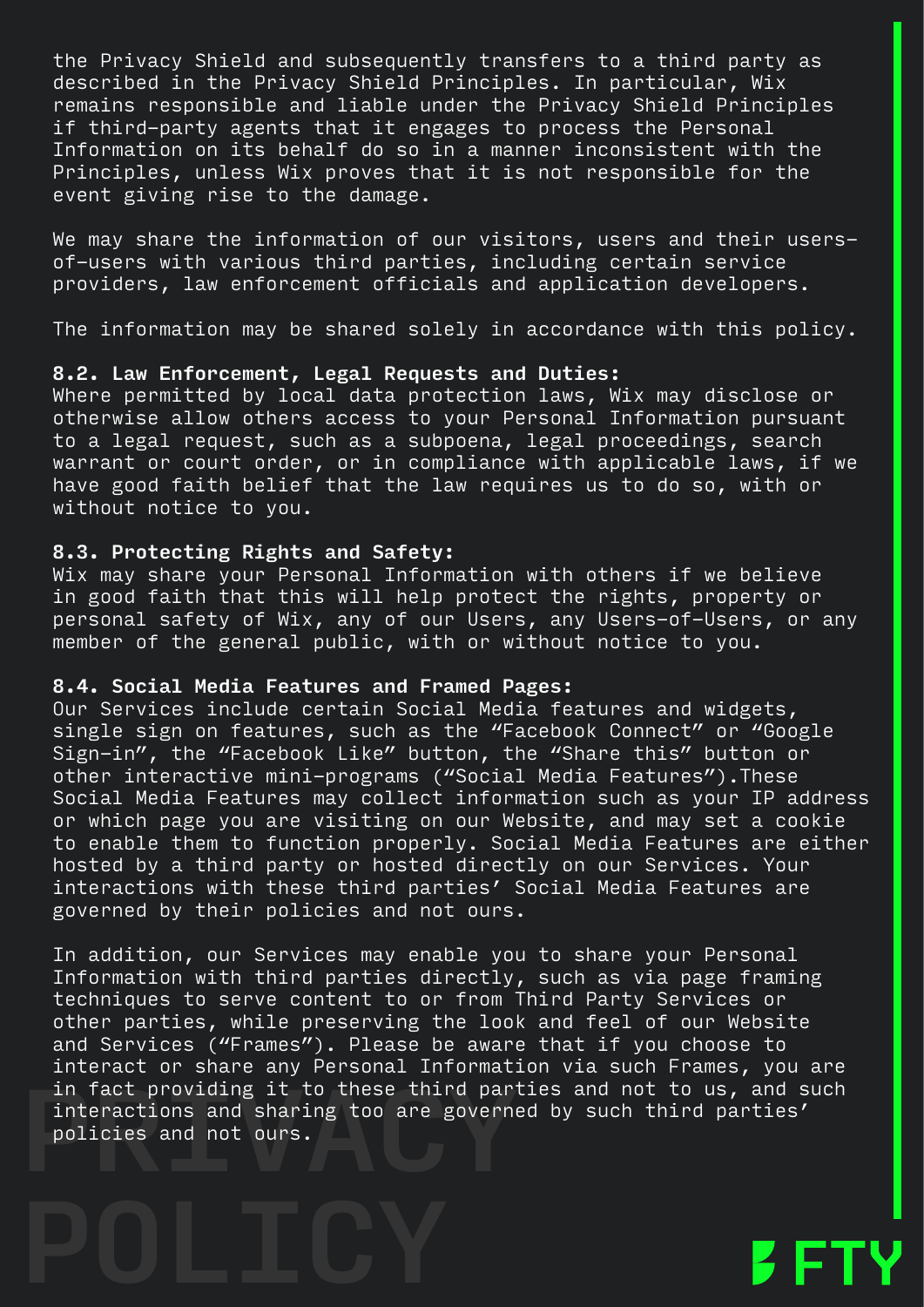the Privacy Shield and subsequently transfers to a third party as described in the Privacy Shield Principles. In particular, Wix remains responsible and liable under the Privacy Shield Principles if third-party agents that it engages to process the Personal Information on its behalf do so in a manner inconsistent with the Principles, unless Wix proves that it is not responsible for the event giving rise to the damage.

We may share the information of our visitors, users and their users-of-users with various third parties, including certain service providers, law enforcement officials and application developers.

The information may be shared solely in accordance with this policy.

**8.2. Law Enforcement, Legal Requests and Duties:**
Where permitted by local data protection laws, Wix may disclose or otherwise allow others access to your Personal Information pursuant to a legal request, such as a subpoena, legal proceedings, search warrant or court order, or in compliance with applicable laws, if we have good faith belief that the law requires us to do so, with or without notice to you.

**8.3. Protecting Rights and Safety:**
Wix may share your Personal Information with others if we believe in good faith that this will help protect the rights, property or personal safety of Wix, any of our Users, any Users-of-Users, or any member of the general public, with or without notice to you.

**8.4. Social Media Features and Framed Pages:**
Our Services include certain Social Media features and widgets, single sign on features, such as the "Facebook Connect" or "Google Sign-in", the "Facebook Like" button, the "Share this" button or other interactive mini-programs ("Social Media Features").These Social Media Features may collect information such as your IP address or which page you are visiting on our Website, and may set a cookie to enable them to function properly. Social Media Features are either hosted by a third party or hosted directly on our Services. Your interactions with these third parties' Social Media Features are governed by their policies and not ours.

In addition, our Services may enable you to share your Personal Information with third parties directly, such as via page framing techniques to serve content to or from Third Party Services or other parties, while preserving the look and feel of our Website and Services ("Frames"). Please be aware that if you choose to interact or share any Personal Information via such Frames, you are in fact providing it to these third parties and not to us, and such interactions and sharing too are governed by such third parties' policies and not ours.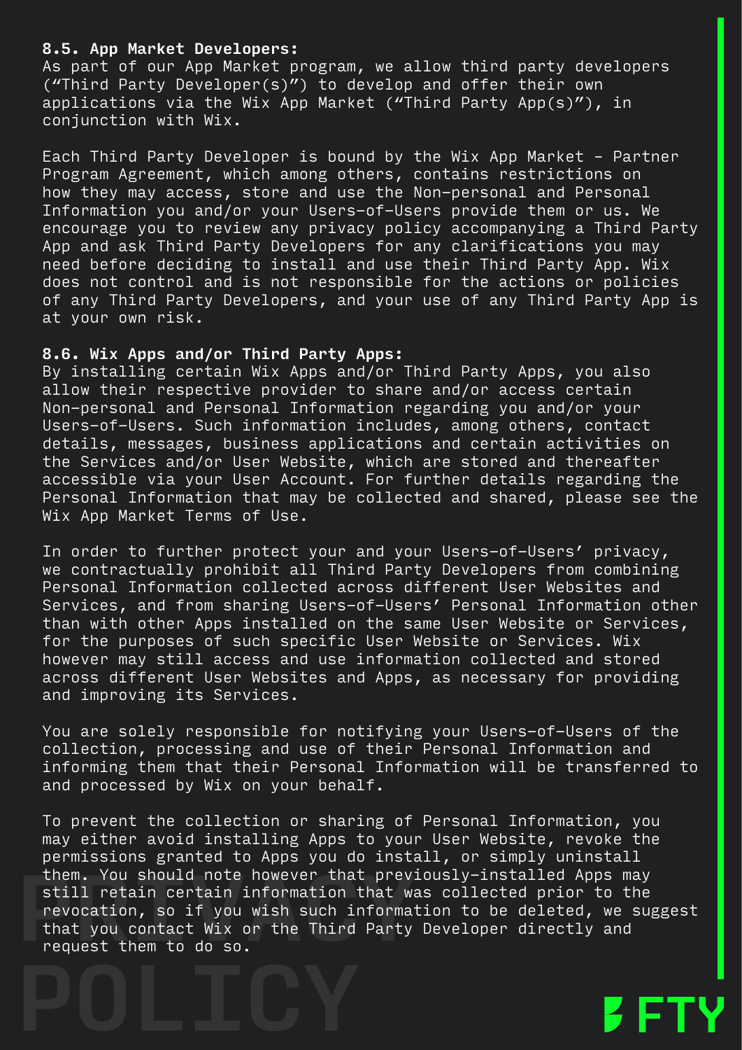**8.5. App Market Developers:**
As part of our App Market program, we allow third party developers ("Third Party Developer(s)") to develop and offer their own applications via the Wix App Market ("Third Party App(s)"), in conjunction with Wix.

Each Third Party Developer is bound by the Wix App Market - Partner Program Agreement, which among others, contains restrictions on how they may access, store and use the Non-personal and Personal Information you and/or your Users-of-Users provide them or us. We encourage you to review any privacy policy accompanying a Third Party App and ask Third Party Developers for any clarifications you may need before deciding to install and use their Third Party App. Wix does not control and is not responsible for the actions or policies of any Third Party Developers, and your use of any Third Party App is at your own risk.

**8.6. Wix Apps and/or Third Party Apps:**
By installing certain Wix Apps and/or Third Party Apps, you also allow their respective provider to share and/or access certain Non-personal and Personal Information regarding you and/or your Users-of-Users. Such information includes, among others, contact details, messages, business applications and certain activities on the Services and/or User Website, which are stored and thereafter accessible via your User Account. For further details regarding the Personal Information that may be collected and shared, please see the Wix App Market Terms of Use.

In order to further protect your and your Users-of-Users' privacy, we contractually prohibit all Third Party Developers from combining Personal Information collected across different User Websites and Services, and from sharing Users-of-Users' Personal Information other than with other Apps installed on the same User Website or Services, for the purposes of such specific User Website or Services. Wix however may still access and use information collected and stored across different User Websites and Apps, as necessary for providing and improving its Services.

You are solely responsible for notifying your Users-of-Users of the collection, processing and use of their Personal Information and informing them that their Personal Information will be transferred to and processed by Wix on your behalf.

To prevent the collection or sharing of Personal Information, you may either avoid installing Apps to your User Website, revoke the permissions granted to Apps you do install, or simply uninstall them. You should note however that previously-installed Apps may still retain certain information that was collected prior to the revocation, so if you wish such information to be deleted, we suggest that you contact Wix or the Third Party Developer directly and request them to do so.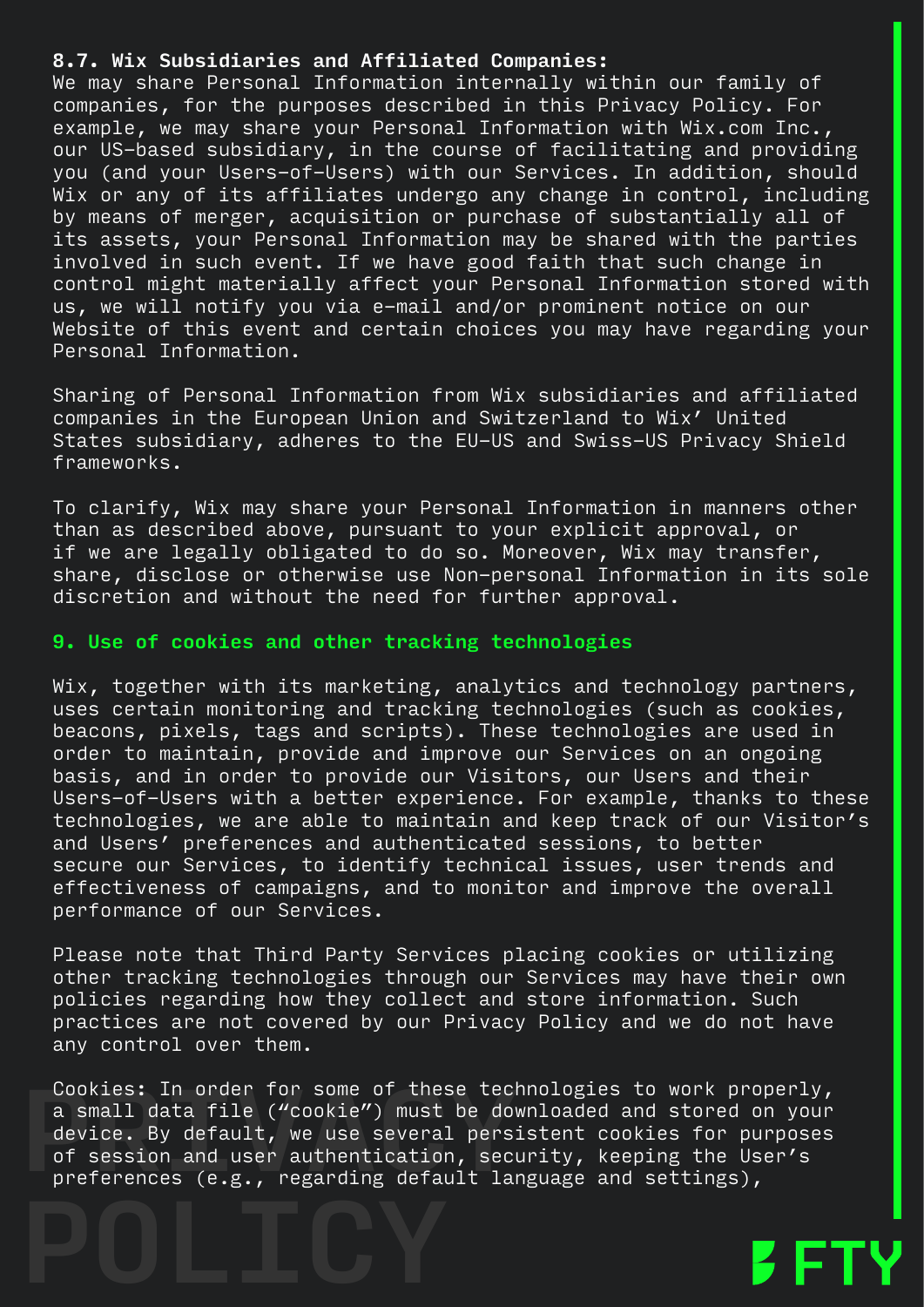**8.7. Wix Subsidiaries and Affiliated Companies:**
We may share Personal Information internally within our family of companies, for the purposes described in this Privacy Policy. For example, we may share your Personal Information with Wix.com Inc., our US-based subsidiary, in the course of facilitating and providing you (and your Users-of-Users) with our Services. In addition, should Wix or any of its affiliates undergo any change in control, including by means of merger, acquisition or purchase of substantially all of its assets, your Personal Information may be shared with the parties involved in such event. If we have good faith that such change in control might materially affect your Personal Information stored with us, we will notify you via e-mail and/or prominent notice on our Website of this event and certain choices you may have regarding your Personal Information.

Sharing of Personal Information from Wix subsidiaries and affiliated companies in the European Union and Switzerland to Wix' United States subsidiary, adheres to the EU-US and Swiss-US Privacy Shield frameworks.

To clarify, Wix may share your Personal Information in manners other than as described above, pursuant to your explicit approval, or if we are legally obligated to do so. Moreover, Wix may transfer, share, disclose or otherwise use Non-personal Information in its sole discretion and without the need for further approval.

## 9. Use of cookies and other tracking technologies

Wix, together with its marketing, analytics and technology partners, uses certain monitoring and tracking technologies (such as cookies, beacons, pixels, tags and scripts). These technologies are used in order to maintain, provide and improve our Services on an ongoing basis, and in order to provide our Visitors, our Users and their Users-of-Users with a better experience. For example, thanks to these technologies, we are able to maintain and keep track of our Visitor's and Users' preferences and authenticated sessions, to better secure our Services, to identify technical issues, user trends and effectiveness of campaigns, and to monitor and improve the overall performance of our Services.

Please note that Third Party Services placing cookies or utilizing other tracking technologies through our Services may have their own policies regarding how they collect and store information. Such practices are not covered by our Privacy Policy and we do not have any control over them.

Cookies: In order for some of these technologies to work properly, a small data file ("cookie") must be downloaded and stored on your device. By default, we use several persistent cookies for purposes of session and user authentication, security, keeping the User's preferences (e.g., regarding default language and settings),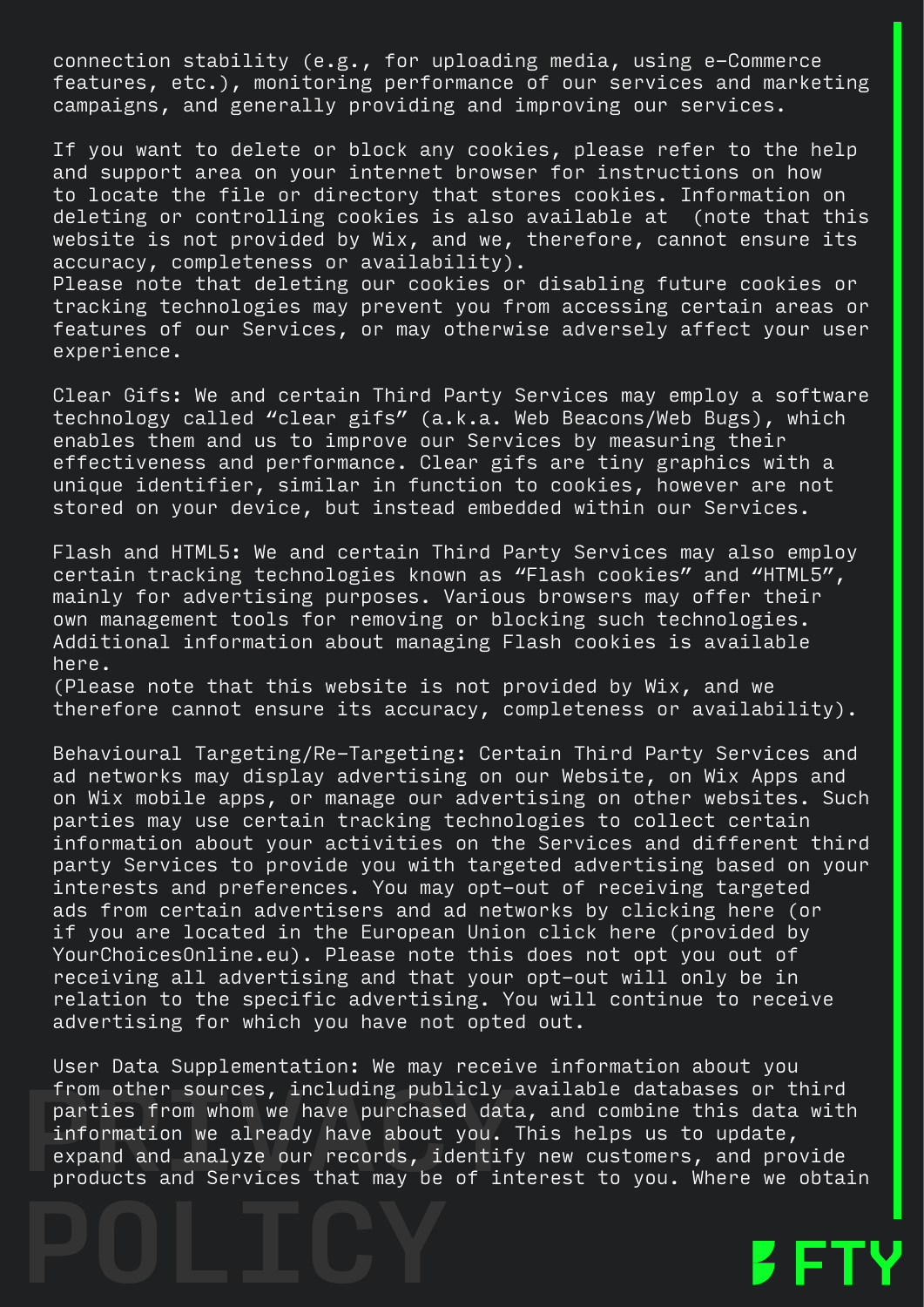connection stability (e.g., for uploading media, using e-Commerce features, etc.), monitoring performance of our services and marketing campaigns, and generally providing and improving our services.

If you want to delete or block any cookies, please refer to the help and support area on your internet browser for instructions on how to locate the file or directory that stores cookies. Information on deleting or controlling cookies is also available at  (note that this website is not provided by Wix, and we, therefore, cannot ensure its accuracy, completeness or availability).
Please note that deleting our cookies or disabling future cookies or tracking technologies may prevent you from accessing certain areas or features of our Services, or may otherwise adversely affect your user experience.

Clear Gifs: We and certain Third Party Services may employ a software technology called "clear gifs" (a.k.a. Web Beacons/Web Bugs), which enables them and us to improve our Services by measuring their effectiveness and performance. Clear gifs are tiny graphics with a unique identifier, similar in function to cookies, however are not stored on your device, but instead embedded within our Services.

Flash and HTML5: We and certain Third Party Services may also employ certain tracking technologies known as "Flash cookies" and "HTML5", mainly for advertising purposes. Various browsers may offer their own management tools for removing or blocking such technologies. Additional information about managing Flash cookies is available here.
(Please note that this website is not provided by Wix, and we therefore cannot ensure its accuracy, completeness or availability).

Behavioural Targeting/Re-Targeting: Certain Third Party Services and ad networks may display advertising on our Website, on Wix Apps and on Wix mobile apps, or manage our advertising on other websites. Such parties may use certain tracking technologies to collect certain information about your activities on the Services and different third party Services to provide you with targeted advertising based on your interests and preferences. You may opt-out of receiving targeted ads from certain advertisers and ad networks by clicking here (or if you are located in the European Union click here (provided by YourChoicesOnline.eu). Please note this does not opt you out of receiving all advertising and that your opt-out will only be in relation to the specific advertising. You will continue to receive advertising for which you have not opted out.

User Data Supplementation: We may receive information about you from other sources, including publicly available databases or third parties from whom we have purchased data, and combine this data with information we already have about you. This helps us to update, expand and analyze our records, identify new customers, and provide products and Services that may be of interest to you. Where we obtain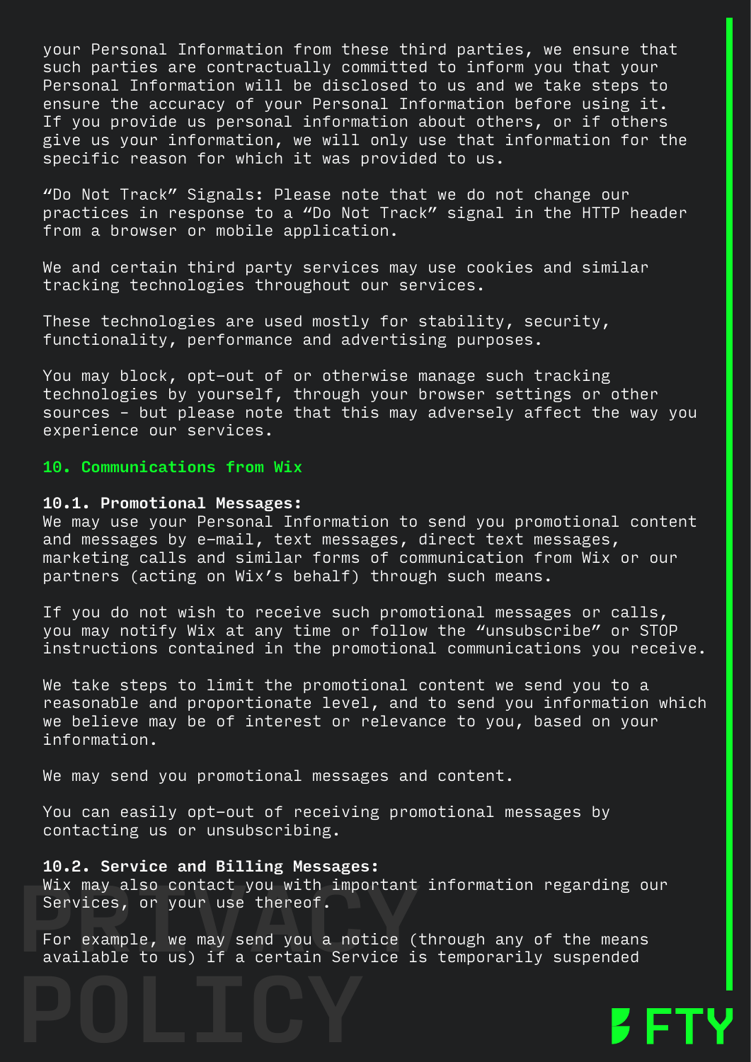your Personal Information from these third parties, we ensure that such parties are contractually committed to inform you that your Personal Information will be disclosed to us and we take steps to ensure the accuracy of your Personal Information before using it. If you provide us personal information about others, or if others give us your information, we will only use that information for the specific reason for which it was provided to us.

“Do Not Track” Signals: Please note that we do not change our practices in response to a “Do Not Track” signal in the HTTP header from a browser or mobile application.

We and certain third party services may use cookies and similar tracking technologies throughout our services.

These technologies are used mostly for stability, security, functionality, performance and advertising purposes.

You may block, opt-out of or otherwise manage such tracking technologies by yourself, through your browser settings or other sources – but please note that this may adversely affect the way you experience our services.

## 10. Communications from Wix

**10.1. Promotional Messages:**
We may use your Personal Information to send you promotional content and messages by e-mail, text messages, direct text messages, marketing calls and similar forms of communication from Wix or our partners (acting on Wix’s behalf) through such means.

If you do not wish to receive such promotional messages or calls, you may notify Wix at any time or follow the “unsubscribe” or STOP instructions contained in the promotional communications you receive.

We take steps to limit the promotional content we send you to a reasonable and proportionate level, and to send you information which we believe may be of interest or relevance to you, based on your information.

We may send you promotional messages and content.

You can easily opt-out of receiving promotional messages by contacting us or unsubscribing.

**10.2. Service and Billing Messages:**
Wix may also contact you with important information regarding our Services, or your use thereof.

For example, we may send you a notice (through any of the means available to us) if a certain Service is temporarily suspended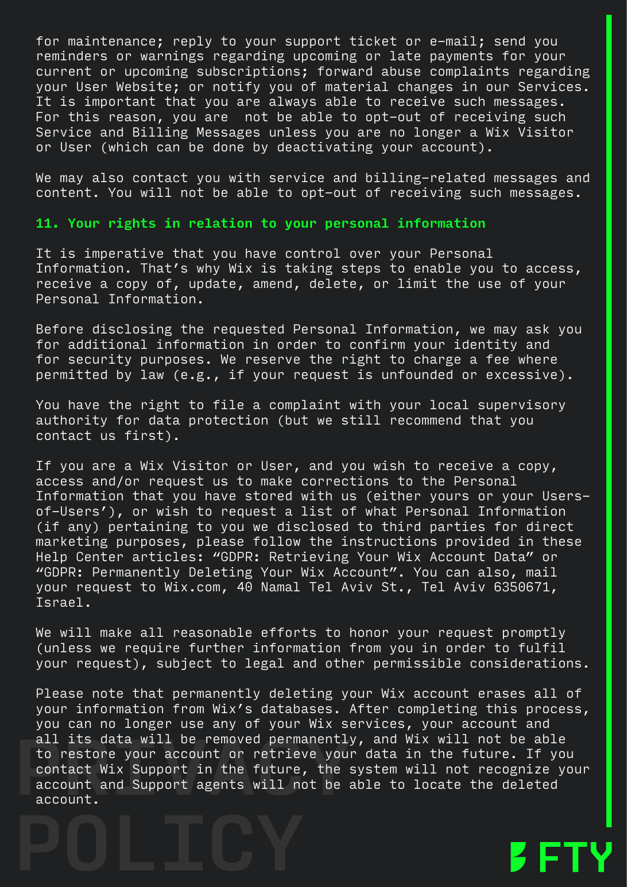for maintenance; reply to your support ticket or e-mail; send you reminders or warnings regarding upcoming or late payments for your current or upcoming subscriptions; forward abuse complaints regarding your User Website; or notify you of material changes in our Services. It is important that you are always able to receive such messages. For this reason, you are  not be able to opt-out of receiving such Service and Billing Messages unless you are no longer a Wix Visitor or User (which can be done by deactivating your account).

We may also contact you with service and billing-related messages and content. You will not be able to opt-out of receiving such messages.

## 11. Your rights in relation to your personal information

It is imperative that you have control over your Personal Information. That's why Wix is taking steps to enable you to access, receive a copy of, update, amend, delete, or limit the use of your Personal Information.

Before disclosing the requested Personal Information, we may ask you for additional information in order to confirm your identity and for security purposes. We reserve the right to charge a fee where permitted by law (e.g., if your request is unfounded or excessive).

You have the right to file a complaint with your local supervisory authority for data protection (but we still recommend that you contact us first).

If you are a Wix Visitor or User, and you wish to receive a copy, access and/or request us to make corrections to the Personal Information that you have stored with us (either yours or your Users-of-Users'), or wish to request a list of what Personal Information (if any) pertaining to you we disclosed to third parties for direct marketing purposes, please follow the instructions provided in these Help Center articles: "GDPR: Retrieving Your Wix Account Data" or "GDPR: Permanently Deleting Your Wix Account". You can also, mail your request to Wix.com, 40 Namal Tel Aviv St., Tel Aviv 6350671, Israel.

We will make all reasonable efforts to honor your request promptly (unless we require further information from you in order to fulfil your request), subject to legal and other permissible considerations.

Please note that permanently deleting your Wix account erases all of your information from Wix's databases. After completing this process, you can no longer use any of your Wix services, your account and all its data will be removed permanently, and Wix will not be able to restore your account or retrieve your data in the future. If you contact Wix Support in the future, the system will not recognize your account and Support agents will not be able to locate the deleted account.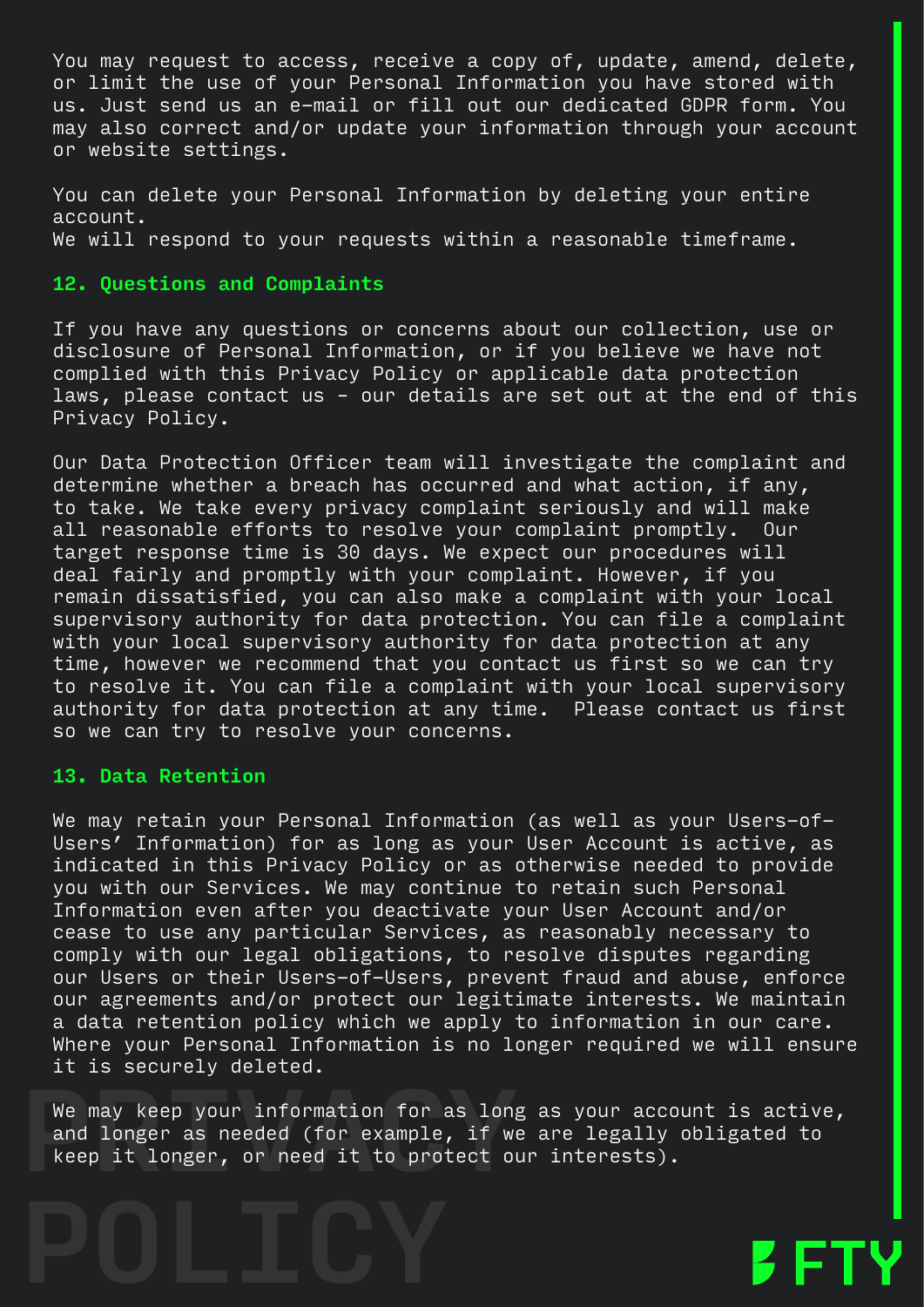You may request to access, receive a copy of, update, amend, delete, or limit the use of your Personal Information you have stored with us. Just send us an e-mail or fill out our dedicated GDPR form. You may also correct and/or update your information through your account or website settings.

You can delete your Personal Information by deleting your entire account.
We will respond to your requests within a reasonable timeframe.

## 12. Questions and Complaints

If you have any questions or concerns about our collection, use or disclosure of Personal Information, or if you believe we have not complied with this Privacy Policy or applicable data protection laws, please contact us - our details are set out at the end of this Privacy Policy.

Our Data Protection Officer team will investigate the complaint and determine whether a breach has occurred and what action, if any, to take. We take every privacy complaint seriously and will make all reasonable efforts to resolve your complaint promptly. Our target response time is 30 days. We expect our procedures will deal fairly and promptly with your complaint. However, if you remain dissatisfied, you can also make a complaint with your local supervisory authority for data protection. You can file a complaint with your local supervisory authority for data protection at any time, however we recommend that you contact us first so we can try to resolve it. You can file a complaint with your local supervisory authority for data protection at any time. Please contact us first so we can try to resolve your concerns.

## 13. Data Retention

We may retain your Personal Information (as well as your Users-of-Users' Information) for as long as your User Account is active, as indicated in this Privacy Policy or as otherwise needed to provide you with our Services. We may continue to retain such Personal Information even after you deactivate your User Account and/or cease to use any particular Services, as reasonably necessary to comply with our legal obligations, to resolve disputes regarding our Users or their Users-of-Users, prevent fraud and abuse, enforce our agreements and/or protect our legitimate interests. We maintain a data retention policy which we apply to information in our care. Where your Personal Information is no longer required we will ensure it is securely deleted.

We may keep your information for as long as your account is active, and longer as needed (for example, if we are legally obligated to keep it longer, or need it to protect our interests).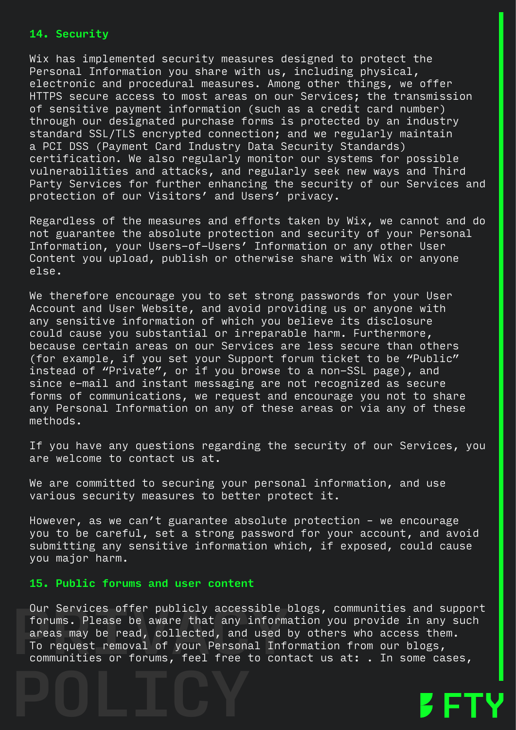## 14. Security

Wix has implemented security measures designed to protect the Personal Information you share with us, including physical, electronic and procedural measures. Among other things, we offer HTTPS secure access to most areas on our Services; the transmission of sensitive payment information (such as a credit card number) through our designated purchase forms is protected by an industry standard SSL/TLS encrypted connection; and we regularly maintain a PCI DSS (Payment Card Industry Data Security Standards) certification. We also regularly monitor our systems for possible vulnerabilities and attacks, and regularly seek new ways and Third Party Services for further enhancing the security of our Services and protection of our Visitors' and Users' privacy.

Regardless of the measures and efforts taken by Wix, we cannot and do not guarantee the absolute protection and security of your Personal Information, your Users-of-Users' Information or any other User Content you upload, publish or otherwise share with Wix or anyone else.

We therefore encourage you to set strong passwords for your User Account and User Website, and avoid providing us or anyone with any sensitive information of which you believe its disclosure could cause you substantial or irreparable harm. Furthermore, because certain areas on our Services are less secure than others (for example, if you set your Support forum ticket to be "Public" instead of "Private", or if you browse to a non-SSL page), and since e-mail and instant messaging are not recognized as secure forms of communications, we request and encourage you not to share any Personal Information on any of these areas or via any of these methods.

If you have any questions regarding the security of our Services, you are welcome to contact us at.

We are committed to securing your personal information, and use various security measures to better protect it.

However, as we can't guarantee absolute protection - we encourage you to be careful, set a strong password for your account, and avoid submitting any sensitive information which, if exposed, could cause you major harm.

## 15. Public forums and user content

Our Services offer publicly accessible blogs, communities and support forums. Please be aware that any information you provide in any such areas may be read, collected, and used by others who access them. To request removal of your Personal Information from our blogs, communities or forums, feel free to contact us at: . In some cases,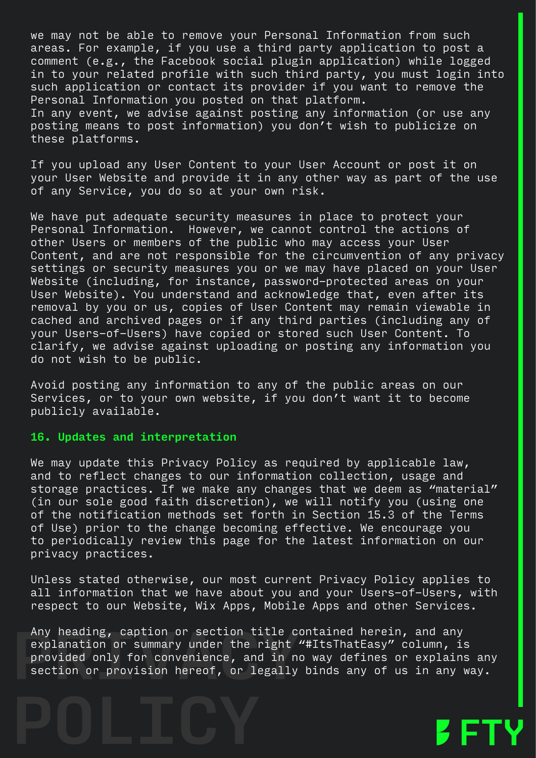we may not be able to remove your Personal Information from such areas. For example, if you use a third party application to post a comment (e.g., the Facebook social plugin application) while logged in to your related profile with such third party, you must login into such application or contact its provider if you want to remove the Personal Information you posted on that platform.
In any event, we advise against posting any information (or use any posting means to post information) you don't wish to publicize on these platforms.

If you upload any User Content to your User Account or post it on your User Website and provide it in any other way as part of the use of any Service, you do so at your own risk.

We have put adequate security measures in place to protect your Personal Information. However, we cannot control the actions of other Users or members of the public who may access your User Content, and are not responsible for the circumvention of any privacy settings or security measures you or we may have placed on your User Website (including, for instance, password-protected areas on your User Website). You understand and acknowledge that, even after its removal by you or us, copies of User Content may remain viewable in cached and archived pages or if any third parties (including any of your Users-of-Users) have copied or stored such User Content. To clarify, we advise against uploading or posting any information you do not wish to be public.

Avoid posting any information to any of the public areas on our Services, or to your own website, if you don't want it to become publicly available.

## 16. Updates and interpretation

We may update this Privacy Policy as required by applicable law, and to reflect changes to our information collection, usage and storage practices. If we make any changes that we deem as "material" (in our sole good faith discretion), we will notify you (using one of the notification methods set forth in Section 15.3 of the Terms of Use) prior to the change becoming effective. We encourage you to periodically review this page for the latest information on our privacy practices.

Unless stated otherwise, our most current Privacy Policy applies to all information that we have about you and your Users-of-Users, with respect to our Website, Wix Apps, Mobile Apps and other Services.

Any heading, caption or section title contained herein, and any explanation or summary under the right "#ItsThatEasy" column, is provided only for convenience, and in no way defines or explains any section or provision hereof, or legally binds any of us in any way.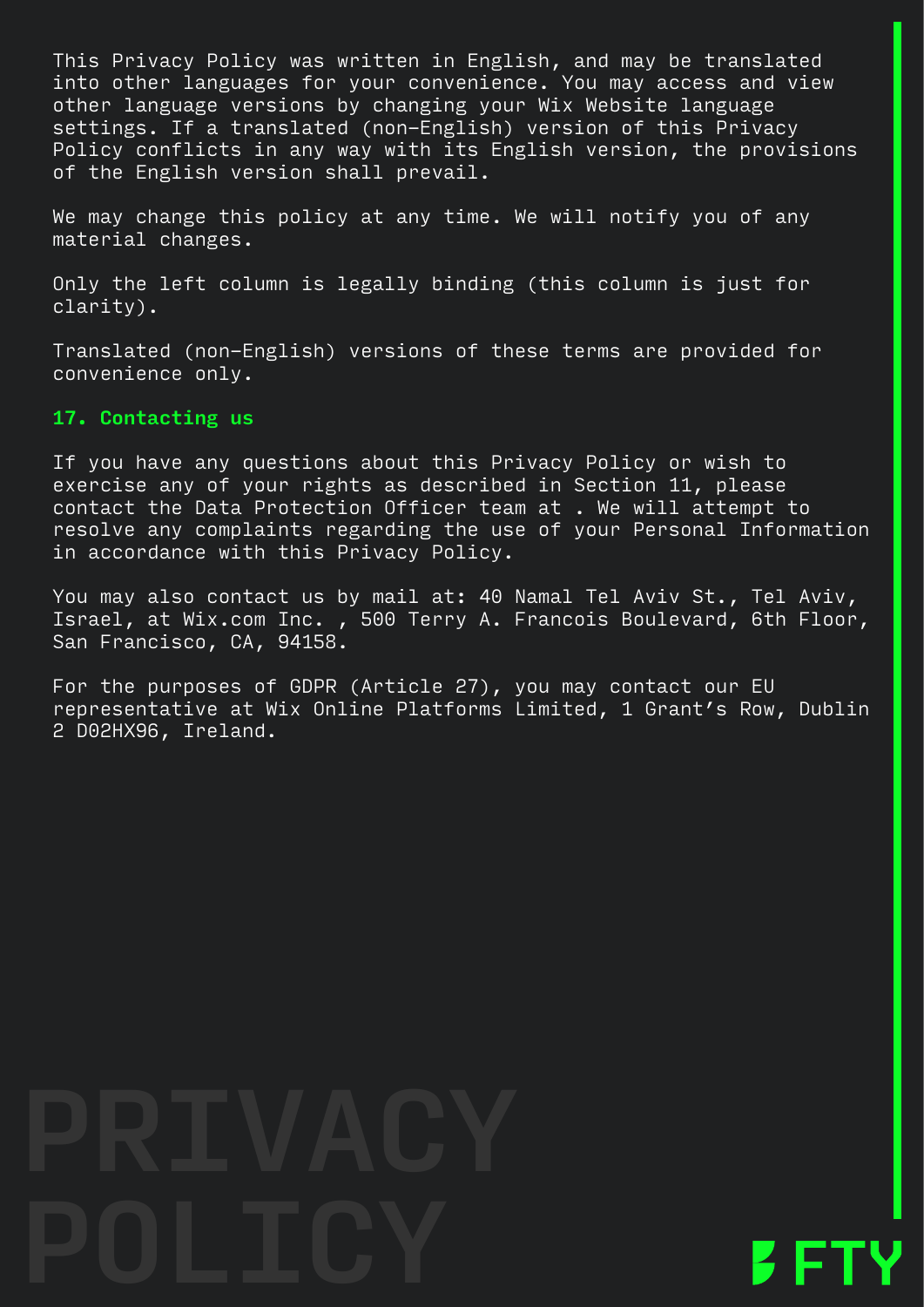This Privacy Policy was written in English, and may be translated into other languages for your convenience. You may access and view other language versions by changing your Wix Website language settings. If a translated (non-English) version of this Privacy Policy conflicts in any way with its English version, the provisions of the English version shall prevail.

We may change this policy at any time. We will notify you of any material changes.

Only the left column is legally binding (this column is just for clarity).

Translated (non-English) versions of these terms are provided for convenience only.

## 17. Contacting us

If you have any questions about this Privacy Policy or wish to exercise any of your rights as described in Section 11, please contact the Data Protection Officer team at . We will attempt to resolve any complaints regarding the use of your Personal Information in accordance with this Privacy Policy.

You may also contact us by mail at: 40 Namal Tel Aviv St., Tel Aviv, Israel, at Wix.com Inc. , 500 Terry A. Francois Boulevard, 6th Floor, San Francisco, CA, 94158.

For the purposes of GDPR (Article 27), you may contact our EU representative at Wix Online Platforms Limited, 1 Grant's Row, Dublin 2 D02HX96, Ireland.

PRIVACY POLICY

FTY